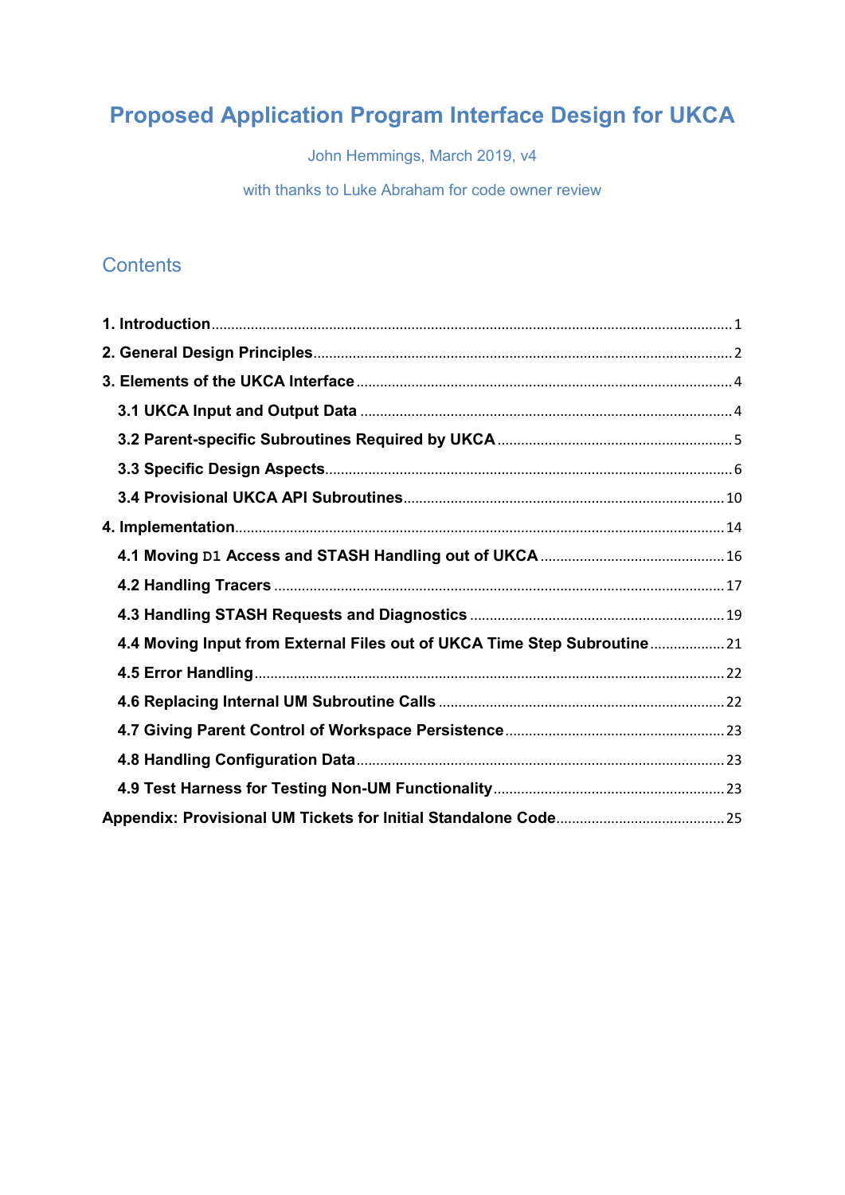# Proposed Application Program Interface Design for UKCA

John Hemmings, March 2019, v4

with thanks to Luke Abraham for code owner review

## Contents

**1. Introduction** ..... 1

**2. General Design Principles** ..... 2

**3. Elements of the UKCA Interface** ..... 4

- **3.1 UKCA Input and Output Data** ..... 4
- **3.2 Parent-specific Subroutines Required by UKCA** ..... 5
- **3.3 Specific Design Aspects** ..... 6
- **3.4 Provisional UKCA API Subroutines** ..... 10

**4. Implementation** ..... 14

- **4.1 Moving `D1` Access and STASH Handling out of UKCA** ..... 16
- **4.2 Handling Tracers** ..... 17
- **4.3 Handling STASH Requests and Diagnostics** ..... 19
- **4.4 Moving Input from External Files out of UKCA Time Step Subroutine** ..... 21
- **4.5 Error Handling** ..... 22
- **4.6 Replacing Internal UM Subroutine Calls** ..... 22
- **4.7 Giving Parent Control of Workspace Persistence** ..... 23
- **4.8 Handling Configuration Data** ..... 23
- **4.9 Test Harness for Testing Non-UM Functionality** ..... 23

**Appendix: Provisional UM Tickets for Initial Standalone Code** ..... 25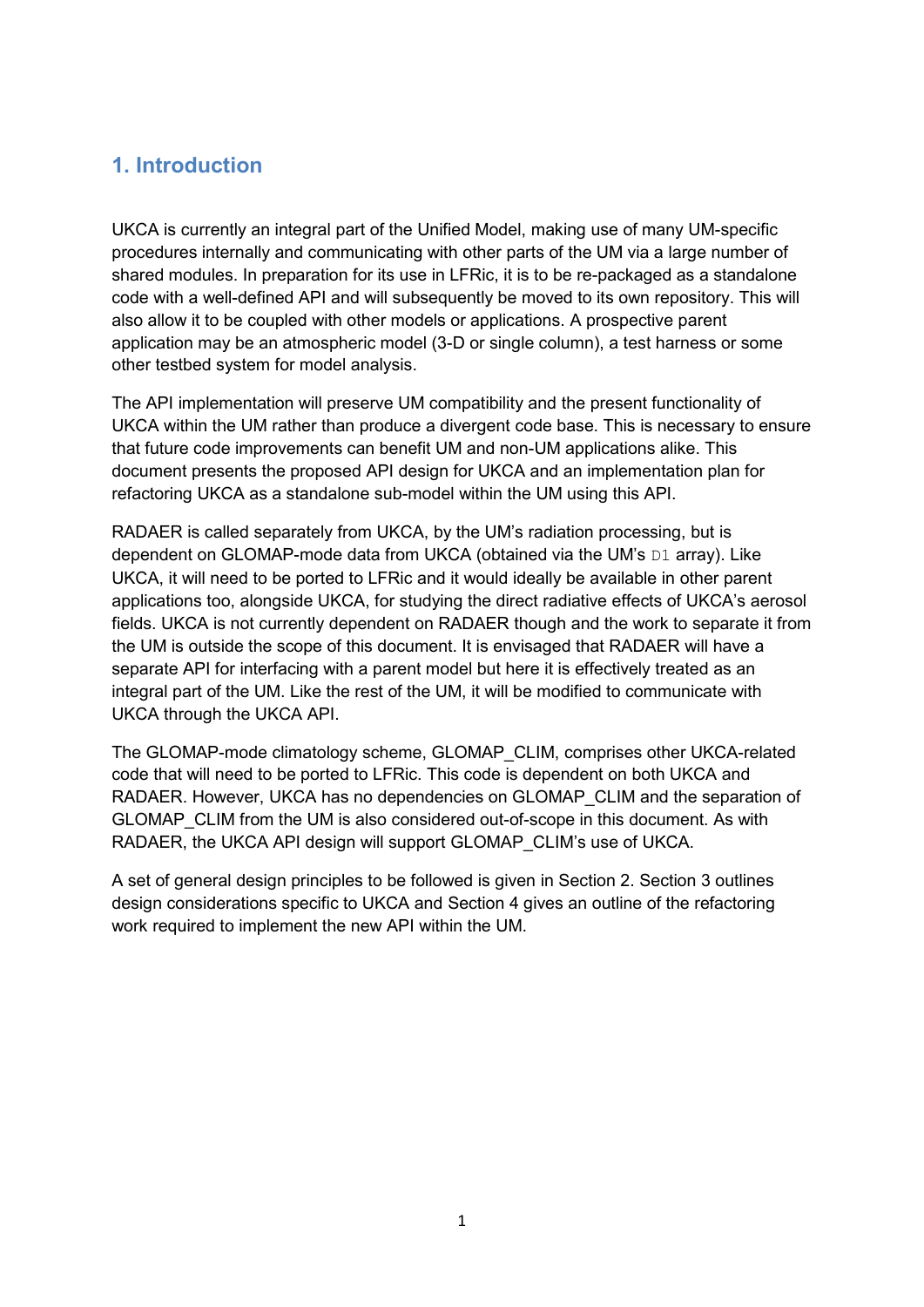# 1. Introduction

UKCA is currently an integral part of the Unified Model, making use of many UM-specific procedures internally and communicating with other parts of the UM via a large number of shared modules. In preparation for its use in LFRic, it is to be re-packaged as a standalone code with a well-defined API and will subsequently be moved to its own repository. This will also allow it to be coupled with other models or applications. A prospective parent application may be an atmospheric model (3-D or single column), a test harness or some other testbed system for model analysis.

The API implementation will preserve UM compatibility and the present functionality of UKCA within the UM rather than produce a divergent code base. This is necessary to ensure that future code improvements can benefit UM and non-UM applications alike. This document presents the proposed API design for UKCA and an implementation plan for refactoring UKCA as a standalone sub-model within the UM using this API.

RADAER is called separately from UKCA, by the UM's radiation processing, but is dependent on GLOMAP-mode data from UKCA (obtained via the UM's `D1` array). Like UKCA, it will need to be ported to LFRic and it would ideally be available in other parent applications too, alongside UKCA, for studying the direct radiative effects of UKCA's aerosol fields. UKCA is not currently dependent on RADAER though and the work to separate it from the UM is outside the scope of this document. It is envisaged that RADAER will have a separate API for interfacing with a parent model but here it is effectively treated as an integral part of the UM. Like the rest of the UM, it will be modified to communicate with UKCA through the UKCA API.

The GLOMAP-mode climatology scheme, GLOMAP_CLIM, comprises other UKCA-related code that will need to be ported to LFRic. This code is dependent on both UKCA and RADAER. However, UKCA has no dependencies on GLOMAP_CLIM and the separation of GLOMAP_CLIM from the UM is also considered out-of-scope in this document. As with RADAER, the UKCA API design will support GLOMAP_CLIM's use of UKCA.

A set of general design principles to be followed is given in Section 2. Section 3 outlines design considerations specific to UKCA and Section 4 gives an outline of the refactoring work required to implement the new API within the UM.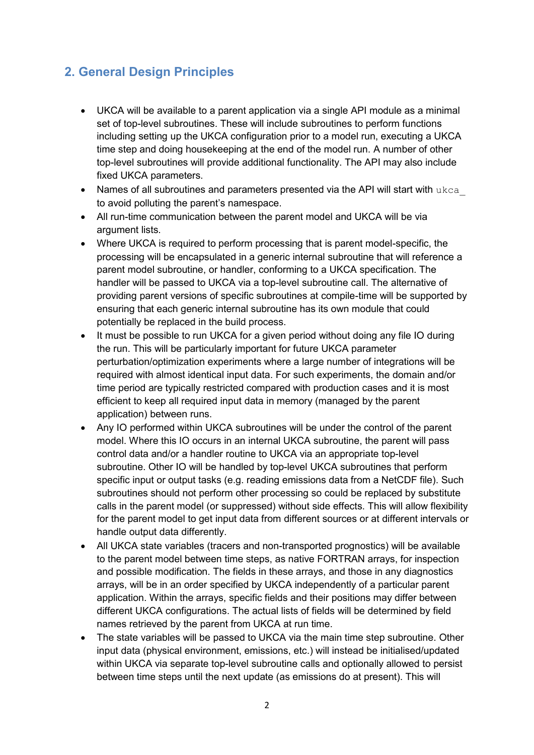## 2. General Design Principles

- UKCA will be available to a parent application via a single API module as a minimal set of top-level subroutines. These will include subroutines to perform functions including setting up the UKCA configuration prior to a model run, executing a UKCA time step and doing housekeeping at the end of the model run. A number of other top-level subroutines will provide additional functionality. The API may also include fixed UKCA parameters.
- Names of all subroutines and parameters presented via the API will start with `ukca_` to avoid polluting the parent's namespace.
- All run-time communication between the parent model and UKCA will be via argument lists.
- Where UKCA is required to perform processing that is parent model-specific, the processing will be encapsulated in a generic internal subroutine that will reference a parent model subroutine, or handler, conforming to a UKCA specification. The handler will be passed to UKCA via a top-level subroutine call. The alternative of providing parent versions of specific subroutines at compile-time will be supported by ensuring that each generic internal subroutine has its own module that could potentially be replaced in the build process.
- It must be possible to run UKCA for a given period without doing any file IO during the run. This will be particularly important for future UKCA parameter perturbation/optimization experiments where a large number of integrations will be required with almost identical input data. For such experiments, the domain and/or time period are typically restricted compared with production cases and it is most efficient to keep all required input data in memory (managed by the parent application) between runs.
- Any IO performed within UKCA subroutines will be under the control of the parent model. Where this IO occurs in an internal UKCA subroutine, the parent will pass control data and/or a handler routine to UKCA via an appropriate top-level subroutine. Other IO will be handled by top-level UKCA subroutines that perform specific input or output tasks (e.g. reading emissions data from a NetCDF file). Such subroutines should not perform other processing so could be replaced by substitute calls in the parent model (or suppressed) without side effects. This will allow flexibility for the parent model to get input data from different sources or at different intervals or handle output data differently.
- All UKCA state variables (tracers and non-transported prognostics) will be available to the parent model between time steps, as native FORTRAN arrays, for inspection and possible modification. The fields in these arrays, and those in any diagnostics arrays, will be in an order specified by UKCA independently of a particular parent application. Within the arrays, specific fields and their positions may differ between different UKCA configurations. The actual lists of fields will be determined by field names retrieved by the parent from UKCA at run time.
- The state variables will be passed to UKCA via the main time step subroutine. Other input data (physical environment, emissions, etc.) will instead be initialised/updated within UKCA via separate top-level subroutine calls and optionally allowed to persist between time steps until the next update (as emissions do at present). This will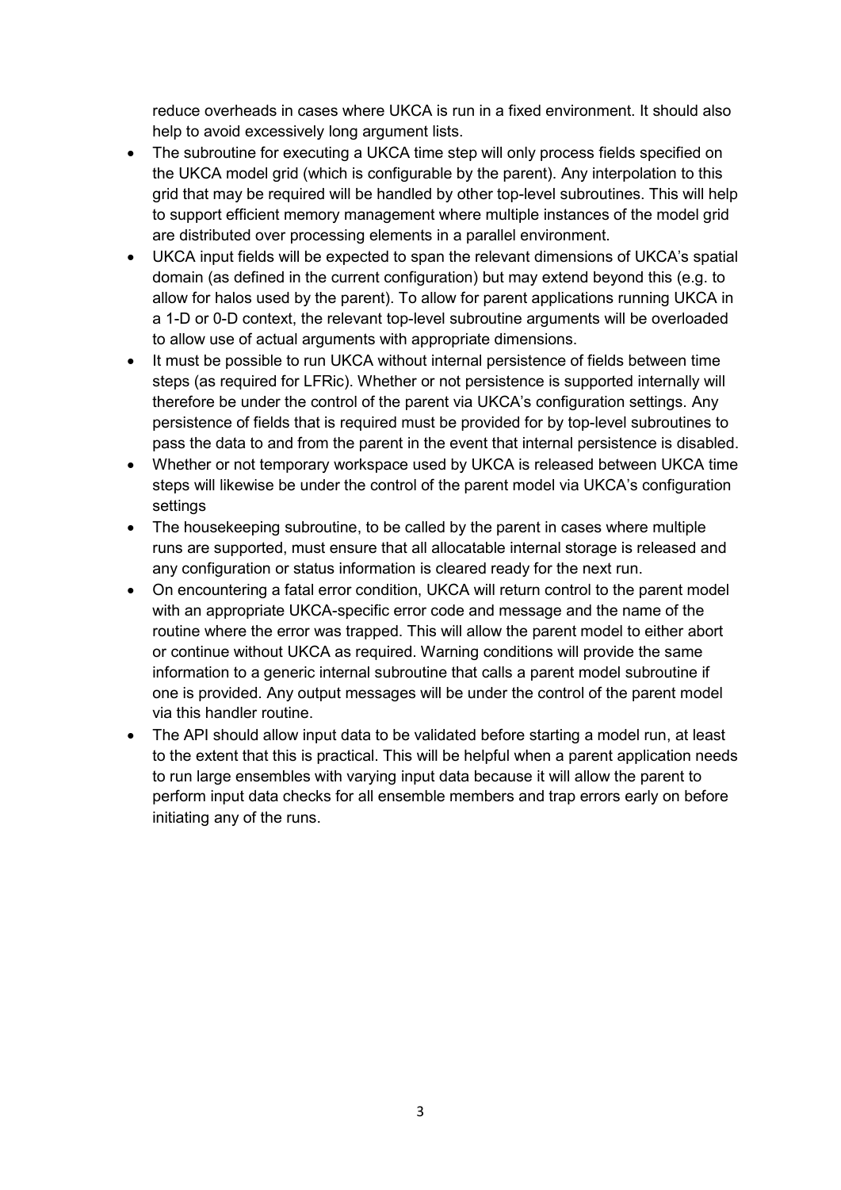reduce overheads in cases where UKCA is run in a fixed environment. It should also help to avoid excessively long argument lists.

- The subroutine for executing a UKCA time step will only process fields specified on the UKCA model grid (which is configurable by the parent). Any interpolation to this grid that may be required will be handled by other top-level subroutines. This will help to support efficient memory management where multiple instances of the model grid are distributed over processing elements in a parallel environment.
- UKCA input fields will be expected to span the relevant dimensions of UKCA's spatial domain (as defined in the current configuration) but may extend beyond this (e.g. to allow for halos used by the parent). To allow for parent applications running UKCA in a 1-D or 0-D context, the relevant top-level subroutine arguments will be overloaded to allow use of actual arguments with appropriate dimensions.
- It must be possible to run UKCA without internal persistence of fields between time steps (as required for LFRic). Whether or not persistence is supported internally will therefore be under the control of the parent via UKCA's configuration settings. Any persistence of fields that is required must be provided for by top-level subroutines to pass the data to and from the parent in the event that internal persistence is disabled.
- Whether or not temporary workspace used by UKCA is released between UKCA time steps will likewise be under the control of the parent model via UKCA's configuration settings
- The housekeeping subroutine, to be called by the parent in cases where multiple runs are supported, must ensure that all allocatable internal storage is released and any configuration or status information is cleared ready for the next run.
- On encountering a fatal error condition, UKCA will return control to the parent model with an appropriate UKCA-specific error code and message and the name of the routine where the error was trapped. This will allow the parent model to either abort or continue without UKCA as required. Warning conditions will provide the same information to a generic internal subroutine that calls a parent model subroutine if one is provided. Any output messages will be under the control of the parent model via this handler routine.
- The API should allow input data to be validated before starting a model run, at least to the extent that this is practical. This will be helpful when a parent application needs to run large ensembles with varying input data because it will allow the parent to perform input data checks for all ensemble members and trap errors early on before initiating any of the runs.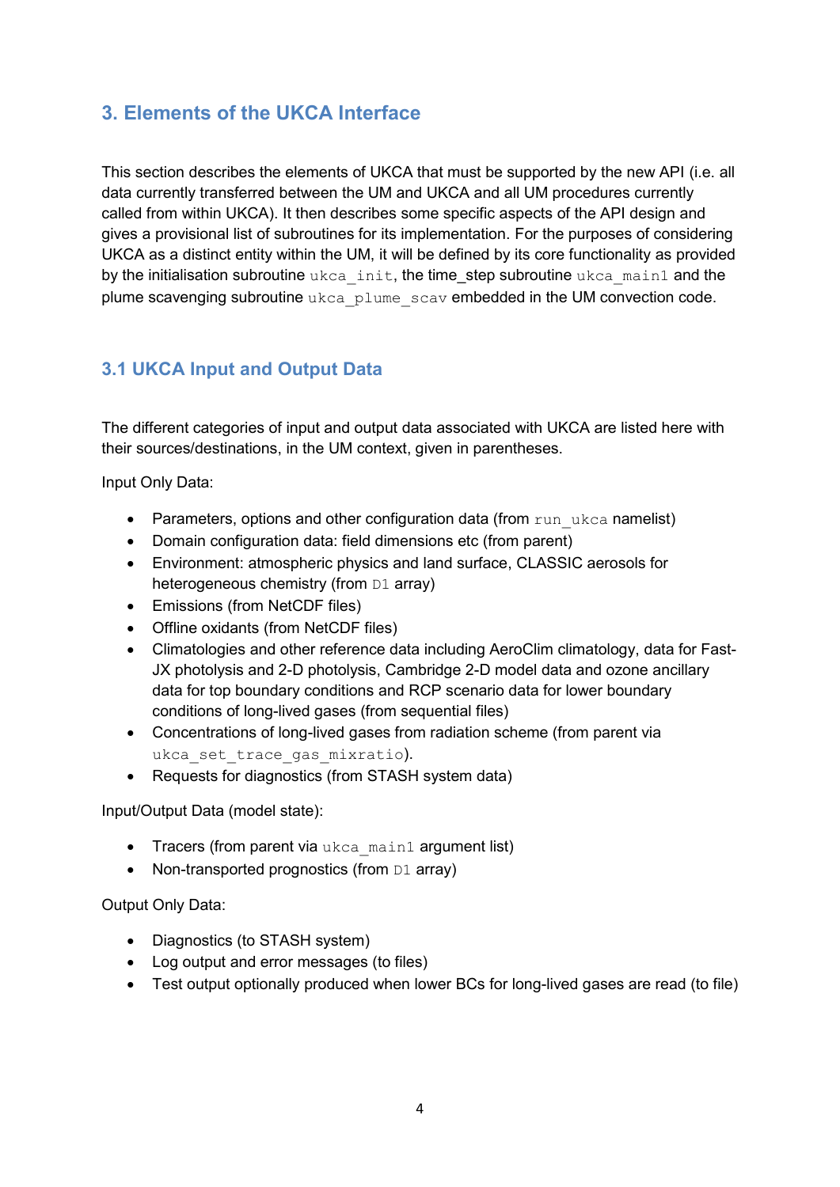## 3. Elements of the UKCA Interface

This section describes the elements of UKCA that must be supported by the new API (i.e. all data currently transferred between the UM and UKCA and all UM procedures currently called from within UKCA). It then describes some specific aspects of the API design and gives a provisional list of subroutines for its implementation. For the purposes of considering UKCA as a distinct entity within the UM, it will be defined by its core functionality as provided by the initialisation subroutine `ukca_init`, the time_step subroutine `ukca_main1` and the plume scavenging subroutine `ukca_plume_scav` embedded in the UM convection code.

### 3.1 UKCA Input and Output Data

The different categories of input and output data associated with UKCA are listed here with their sources/destinations, in the UM context, given in parentheses.

Input Only Data:

- Parameters, options and other configuration data (from `run_ukca` namelist)
- Domain configuration data: field dimensions etc (from parent)
- Environment: atmospheric physics and land surface, CLASSIC aerosols for heterogeneous chemistry (from `D1` array)
- Emissions (from NetCDF files)
- Offline oxidants (from NetCDF files)
- Climatologies and other reference data including AeroClim climatology, data for Fast-JX photolysis and 2-D photolysis, Cambridge 2-D model data and ozone ancillary data for top boundary conditions and RCP scenario data for lower boundary conditions of long-lived gases (from sequential files)
- Concentrations of long-lived gases from radiation scheme (from parent via `ukca_set_trace_gas_mixratio`).
- Requests for diagnostics (from STASH system data)

Input/Output Data (model state):

- Tracers (from parent via `ukca_main1` argument list)
- Non-transported prognostics (from `D1` array)

Output Only Data:

- Diagnostics (to STASH system)
- Log output and error messages (to files)
- Test output optionally produced when lower BCs for long-lived gases are read (to file)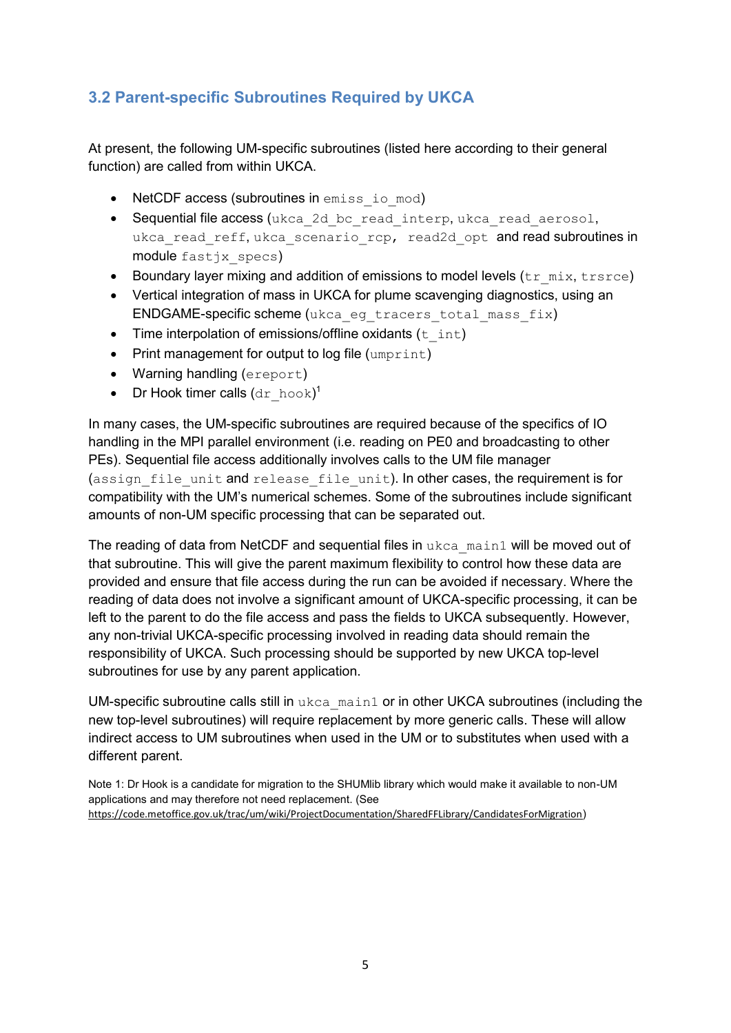## 3.2 Parent-specific Subroutines Required by UKCA

At present, the following UM-specific subroutines (listed here according to their general function) are called from within UKCA.

- NetCDF access (subroutines in `emiss_io_mod`)
- Sequential file access (`ukca_2d_bc_read_interp`, `ukca_read_aerosol`, `ukca_read_reff`, `ukca_scenario_rcp`, `read2d_opt` and read subroutines in module `fastjx_specs`)
- Boundary layer mixing and addition of emissions to model levels (`tr_mix`, `trsrce`)
- Vertical integration of mass in UKCA for plume scavenging diagnostics, using an ENDGAME-specific scheme (`ukca_eg_tracers_total_mass_fix`)
- Time interpolation of emissions/offline oxidants (`t_int`)
- Print management for output to log file (`umprint`)
- Warning handling (`ereport`)
- Dr Hook timer calls (`dr_hook`)[1]

In many cases, the UM-specific subroutines are required because of the specifics of IO handling in the MPI parallel environment (i.e. reading on PE0 and broadcasting to other PEs). Sequential file access additionally involves calls to the UM file manager (`assign_file_unit` and `release_file_unit`). In other cases, the requirement is for compatibility with the UM's numerical schemes. Some of the subroutines include significant amounts of non-UM specific processing that can be separated out.

The reading of data from NetCDF and sequential files in `ukca_main1` will be moved out of that subroutine. This will give the parent maximum flexibility to control how these data are provided and ensure that file access during the run can be avoided if necessary. Where the reading of data does not involve a significant amount of UKCA-specific processing, it can be left to the parent to do the file access and pass the fields to UKCA subsequently. However, any non-trivial UKCA-specific processing involved in reading data should remain the responsibility of UKCA. Such processing should be supported by new UKCA top-level subroutines for use by any parent application.

UM-specific subroutine calls still in `ukca_main1` or in other UKCA subroutines (including the new top-level subroutines) will require replacement by more generic calls. These will allow indirect access to UM subroutines when used in the UM or to substitutes when used with a different parent.

Note 1: Dr Hook is a candidate for migration to the SHUMlib library which would make it available to non-UM applications and may therefore not need replacement. (See https://code.metoffice.gov.uk/trac/um/wiki/ProjectDocumentation/SharedFFLibrary/CandidatesForMigration)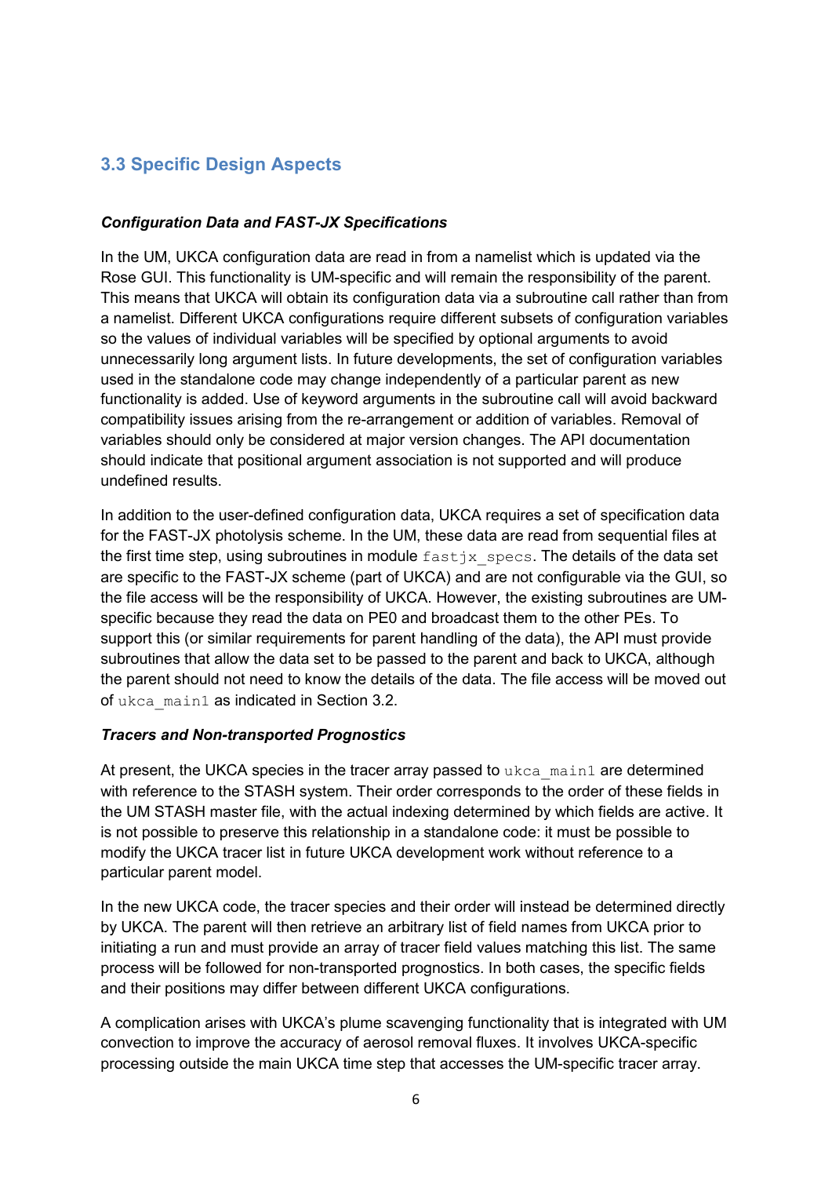## 3.3 Specific Design Aspects

***Configuration Data and FAST-JX Specifications***

In the UM, UKCA configuration data are read in from a namelist which is updated via the Rose GUI. This functionality is UM-specific and will remain the responsibility of the parent. This means that UKCA will obtain its configuration data via a subroutine call rather than from a namelist. Different UKCA configurations require different subsets of configuration variables so the values of individual variables will be specified by optional arguments to avoid unnecessarily long argument lists. In future developments, the set of configuration variables used in the standalone code may change independently of a particular parent as new functionality is added. Use of keyword arguments in the subroutine call will avoid backward compatibility issues arising from the re-arrangement or addition of variables. Removal of variables should only be considered at major version changes. The API documentation should indicate that positional argument association is not supported and will produce undefined results.

In addition to the user-defined configuration data, UKCA requires a set of specification data for the FAST-JX photolysis scheme. In the UM, these data are read from sequential files at the first time step, using subroutines in module `fastjx_specs`. The details of the data set are specific to the FAST-JX scheme (part of UKCA) and are not configurable via the GUI, so the file access will be the responsibility of UKCA. However, the existing subroutines are UM-specific because they read the data on PE0 and broadcast them to the other PEs. To support this (or similar requirements for parent handling of the data), the API must provide subroutines that allow the data set to be passed to the parent and back to UKCA, although the parent should not need to know the details of the data. The file access will be moved out of `ukca_main1` as indicated in Section 3.2.

***Tracers and Non-transported Prognostics***

At present, the UKCA species in the tracer array passed to `ukca_main1` are determined with reference to the STASH system. Their order corresponds to the order of these fields in the UM STASH master file, with the actual indexing determined by which fields are active. It is not possible to preserve this relationship in a standalone code: it must be possible to modify the UKCA tracer list in future UKCA development work without reference to a particular parent model.

In the new UKCA code, the tracer species and their order will instead be determined directly by UKCA. The parent will then retrieve an arbitrary list of field names from UKCA prior to initiating a run and must provide an array of tracer field values matching this list. The same process will be followed for non-transported prognostics. In both cases, the specific fields and their positions may differ between different UKCA configurations.

A complication arises with UKCA's plume scavenging functionality that is integrated with UM convection to improve the accuracy of aerosol removal fluxes. It involves UKCA-specific processing outside the main UKCA time step that accesses the UM-specific tracer array.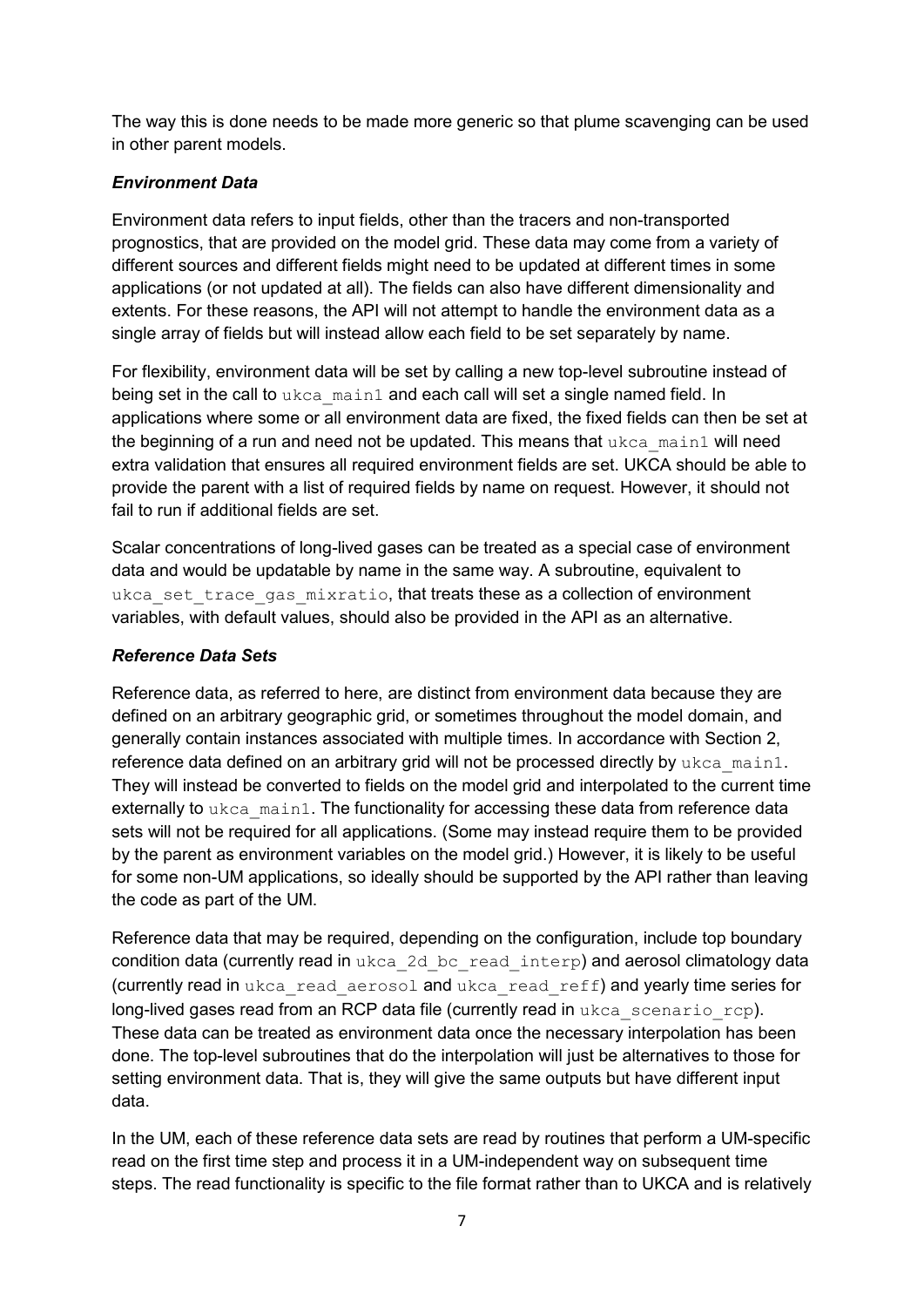The way this is done needs to be made more generic so that plume scavenging can be used in other parent models.

### *Environment Data*

Environment data refers to input fields, other than the tracers and non-transported prognostics, that are provided on the model grid. These data may come from a variety of different sources and different fields might need to be updated at different times in some applications (or not updated at all). The fields can also have different dimensionality and extents. For these reasons, the API will not attempt to handle the environment data as a single array of fields but will instead allow each field to be set separately by name.

For flexibility, environment data will be set by calling a new top-level subroutine instead of being set in the call to `ukca_main1` and each call will set a single named field. In applications where some or all environment data are fixed, the fixed fields can then be set at the beginning of a run and need not be updated. This means that `ukca_main1` will need extra validation that ensures all required environment fields are set. UKCA should be able to provide the parent with a list of required fields by name on request. However, it should not fail to run if additional fields are set.

Scalar concentrations of long-lived gases can be treated as a special case of environment data and would be updatable by name in the same way. A subroutine, equivalent to `ukca_set_trace_gas_mixratio`, that treats these as a collection of environment variables, with default values, should also be provided in the API as an alternative.

### *Reference Data Sets*

Reference data, as referred to here, are distinct from environment data because they are defined on an arbitrary geographic grid, or sometimes throughout the model domain, and generally contain instances associated with multiple times. In accordance with Section 2, reference data defined on an arbitrary grid will not be processed directly by `ukca_main1`. They will instead be converted to fields on the model grid and interpolated to the current time externally to `ukca_main1`. The functionality for accessing these data from reference data sets will not be required for all applications. (Some may instead require them to be provided by the parent as environment variables on the model grid.) However, it is likely to be useful for some non-UM applications, so ideally should be supported by the API rather than leaving the code as part of the UM.

Reference data that may be required, depending on the configuration, include top boundary condition data (currently read in `ukca_2d_bc_read_interp`) and aerosol climatology data (currently read in `ukca_read_aerosol` and `ukca_read_reff`) and yearly time series for long-lived gases read from an RCP data file (currently read in `ukca_scenario_rcp`). These data can be treated as environment data once the necessary interpolation has been done. The top-level subroutines that do the interpolation will just be alternatives to those for setting environment data. That is, they will give the same outputs but have different input data.

In the UM, each of these reference data sets are read by routines that perform a UM-specific read on the first time step and process it in a UM-independent way on subsequent time steps. The read functionality is specific to the file format rather than to UKCA and is relatively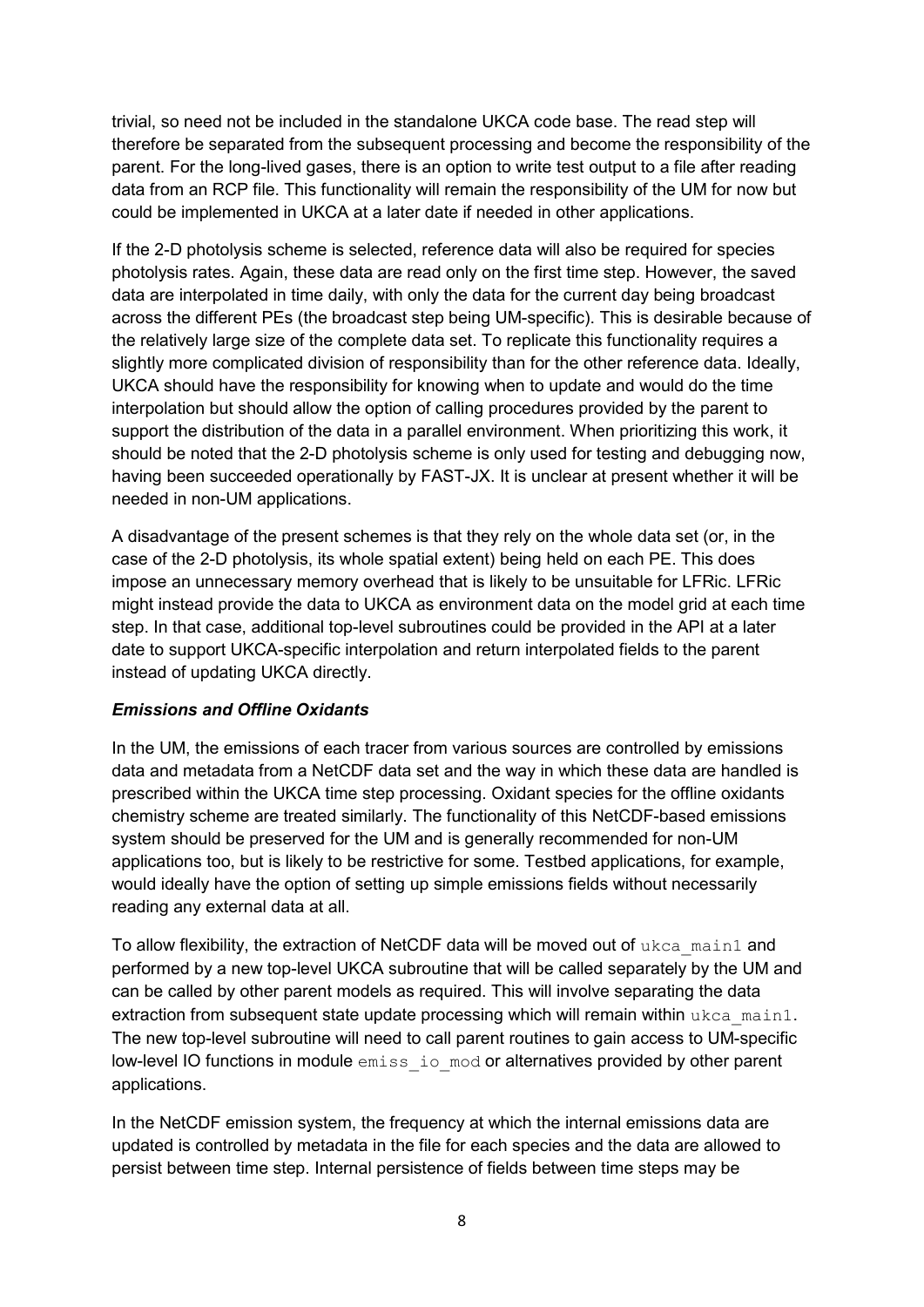trivial, so need not be included in the standalone UKCA code base. The read step will therefore be separated from the subsequent processing and become the responsibility of the parent. For the long-lived gases, there is an option to write test output to a file after reading data from an RCP file. This functionality will remain the responsibility of the UM for now but could be implemented in UKCA at a later date if needed in other applications.

If the 2-D photolysis scheme is selected, reference data will also be required for species photolysis rates. Again, these data are read only on the first time step. However, the saved data are interpolated in time daily, with only the data for the current day being broadcast across the different PEs (the broadcast step being UM-specific). This is desirable because of the relatively large size of the complete data set. To replicate this functionality requires a slightly more complicated division of responsibility than for the other reference data. Ideally, UKCA should have the responsibility for knowing when to update and would do the time interpolation but should allow the option of calling procedures provided by the parent to support the distribution of the data in a parallel environment. When prioritizing this work, it should be noted that the 2-D photolysis scheme is only used for testing and debugging now, having been succeeded operationally by FAST-JX. It is unclear at present whether it will be needed in non-UM applications.

A disadvantage of the present schemes is that they rely on the whole data set (or, in the case of the 2-D photolysis, its whole spatial extent) being held on each PE. This does impose an unnecessary memory overhead that is likely to be unsuitable for LFRic. LFRic might instead provide the data to UKCA as environment data on the model grid at each time step. In that case, additional top-level subroutines could be provided in the API at a later date to support UKCA-specific interpolation and return interpolated fields to the parent instead of updating UKCA directly.

***Emissions and Offline Oxidants***

In the UM, the emissions of each tracer from various sources are controlled by emissions data and metadata from a NetCDF data set and the way in which these data are handled is prescribed within the UKCA time step processing. Oxidant species for the offline oxidants chemistry scheme are treated similarly. The functionality of this NetCDF-based emissions system should be preserved for the UM and is generally recommended for non-UM applications too, but is likely to be restrictive for some. Testbed applications, for example, would ideally have the option of setting up simple emissions fields without necessarily reading any external data at all.

To allow flexibility, the extraction of NetCDF data will be moved out of `ukca_main1` and performed by a new top-level UKCA subroutine that will be called separately by the UM and can be called by other parent models as required. This will involve separating the data extraction from subsequent state update processing which will remain within `ukca_main1`. The new top-level subroutine will need to call parent routines to gain access to UM-specific low-level IO functions in module `emiss_io_mod` or alternatives provided by other parent applications.

In the NetCDF emission system, the frequency at which the internal emissions data are updated is controlled by metadata in the file for each species and the data are allowed to persist between time step. Internal persistence of fields between time steps may be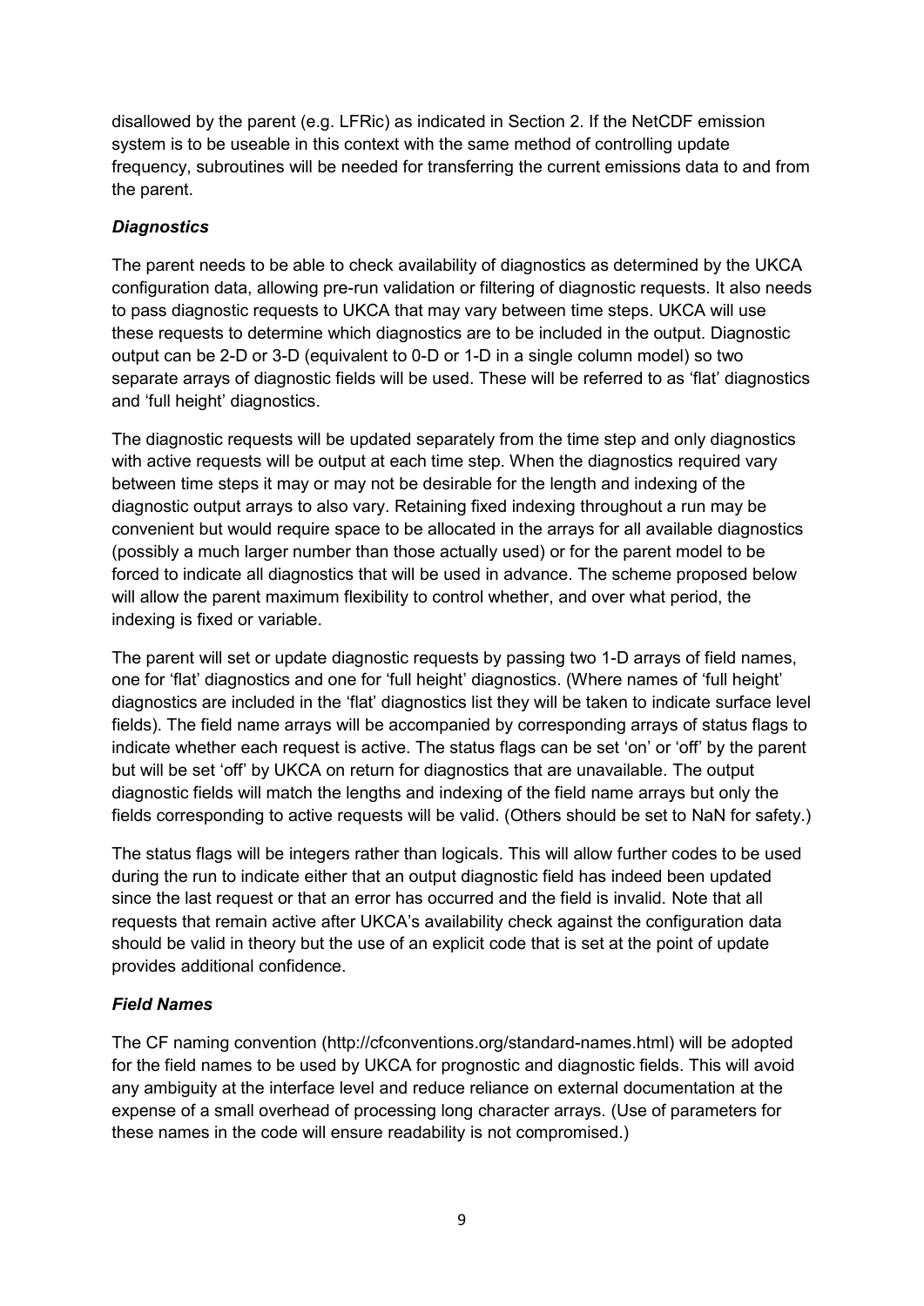disallowed by the parent (e.g. LFRic) as indicated in Section 2. If the NetCDF emission system is to be useable in this context with the same method of controlling update frequency, subroutines will be needed for transferring the current emissions data to and from the parent.

### *Diagnostics*

The parent needs to be able to check availability of diagnostics as determined by the UKCA configuration data, allowing pre-run validation or filtering of diagnostic requests. It also needs to pass diagnostic requests to UKCA that may vary between time steps. UKCA will use these requests to determine which diagnostics are to be included in the output. Diagnostic output can be 2-D or 3-D (equivalent to 0-D or 1-D in a single column model) so two separate arrays of diagnostic fields will be used. These will be referred to as 'flat' diagnostics and 'full height' diagnostics.

The diagnostic requests will be updated separately from the time step and only diagnostics with active requests will be output at each time step. When the diagnostics required vary between time steps it may or may not be desirable for the length and indexing of the diagnostic output arrays to also vary. Retaining fixed indexing throughout a run may be convenient but would require space to be allocated in the arrays for all available diagnostics (possibly a much larger number than those actually used) or for the parent model to be forced to indicate all diagnostics that will be used in advance. The scheme proposed below will allow the parent maximum flexibility to control whether, and over what period, the indexing is fixed or variable.

The parent will set or update diagnostic requests by passing two 1-D arrays of field names, one for 'flat' diagnostics and one for 'full height' diagnostics. (Where names of 'full height' diagnostics are included in the 'flat' diagnostics list they will be taken to indicate surface level fields). The field name arrays will be accompanied by corresponding arrays of status flags to indicate whether each request is active. The status flags can be set 'on' or 'off' by the parent but will be set 'off' by UKCA on return for diagnostics that are unavailable. The output diagnostic fields will match the lengths and indexing of the field name arrays but only the fields corresponding to active requests will be valid. (Others should be set to NaN for safety.)

The status flags will be integers rather than logicals. This will allow further codes to be used during the run to indicate either that an output diagnostic field has indeed been updated since the last request or that an error has occurred and the field is invalid. Note that all requests that remain active after UKCA's availability check against the configuration data should be valid in theory but the use of an explicit code that is set at the point of update provides additional confidence.

### *Field Names*

The CF naming convention (http://cfconventions.org/standard-names.html) will be adopted for the field names to be used by UKCA for prognostic and diagnostic fields. This will avoid any ambiguity at the interface level and reduce reliance on external documentation at the expense of a small overhead of processing long character arrays. (Use of parameters for these names in the code will ensure readability is not compromised.)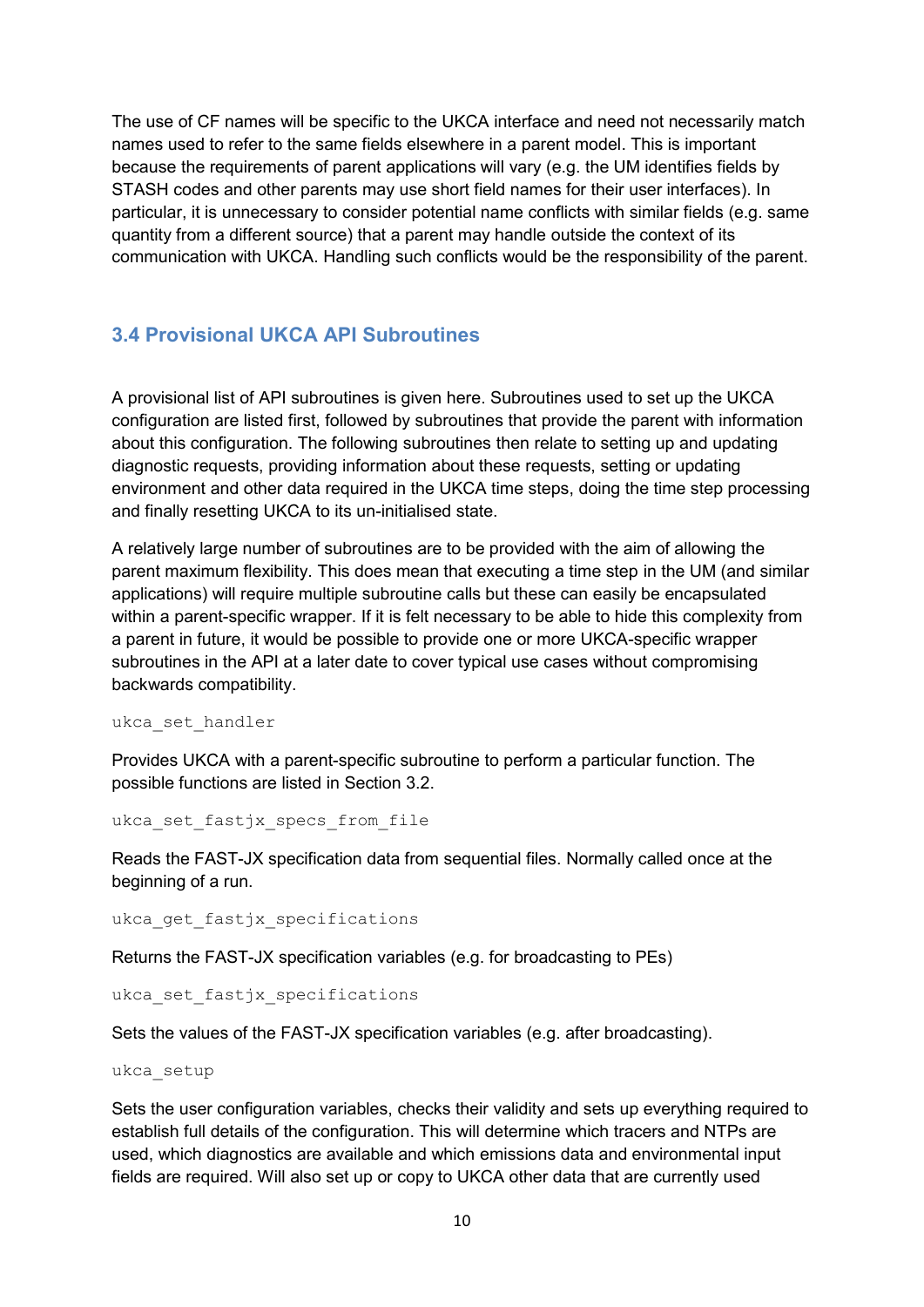The use of CF names will be specific to the UKCA interface and need not necessarily match names used to refer to the same fields elsewhere in a parent model. This is important because the requirements of parent applications will vary (e.g. the UM identifies fields by STASH codes and other parents may use short field names for their user interfaces). In particular, it is unnecessary to consider potential name conflicts with similar fields (e.g. same quantity from a different source) that a parent may handle outside the context of its communication with UKCA. Handling such conflicts would be the responsibility of the parent.

### 3.4 Provisional UKCA API Subroutines

A provisional list of API subroutines is given here. Subroutines used to set up the UKCA configuration are listed first, followed by subroutines that provide the parent with information about this configuration. The following subroutines then relate to setting up and updating diagnostic requests, providing information about these requests, setting or updating environment and other data required in the UKCA time steps, doing the time step processing and finally resetting UKCA to its un-initialised state.

A relatively large number of subroutines are to be provided with the aim of allowing the parent maximum flexibility. This does mean that executing a time step in the UM (and similar applications) will require multiple subroutine calls but these can easily be encapsulated within a parent-specific wrapper. If it is felt necessary to be able to hide this complexity from a parent in future, it would be possible to provide one or more UKCA-specific wrapper subroutines in the API at a later date to cover typical use cases without compromising backwards compatibility.

`ukca_set_handler`

Provides UKCA with a parent-specific subroutine to perform a particular function. The possible functions are listed in Section 3.2.

`ukca_set_fastjx_specs_from_file`

Reads the FAST-JX specification data from sequential files. Normally called once at the beginning of a run.

`ukca_get_fastjx_specifications`

Returns the FAST-JX specification variables (e.g. for broadcasting to PEs)

`ukca_set_fastjx_specifications`

Sets the values of the FAST-JX specification variables (e.g. after broadcasting).

`ukca_setup`

Sets the user configuration variables, checks their validity and sets up everything required to establish full details of the configuration. This will determine which tracers and NTPs are used, which diagnostics are available and which emissions data and environmental input fields are required. Will also set up or copy to UKCA other data that are currently used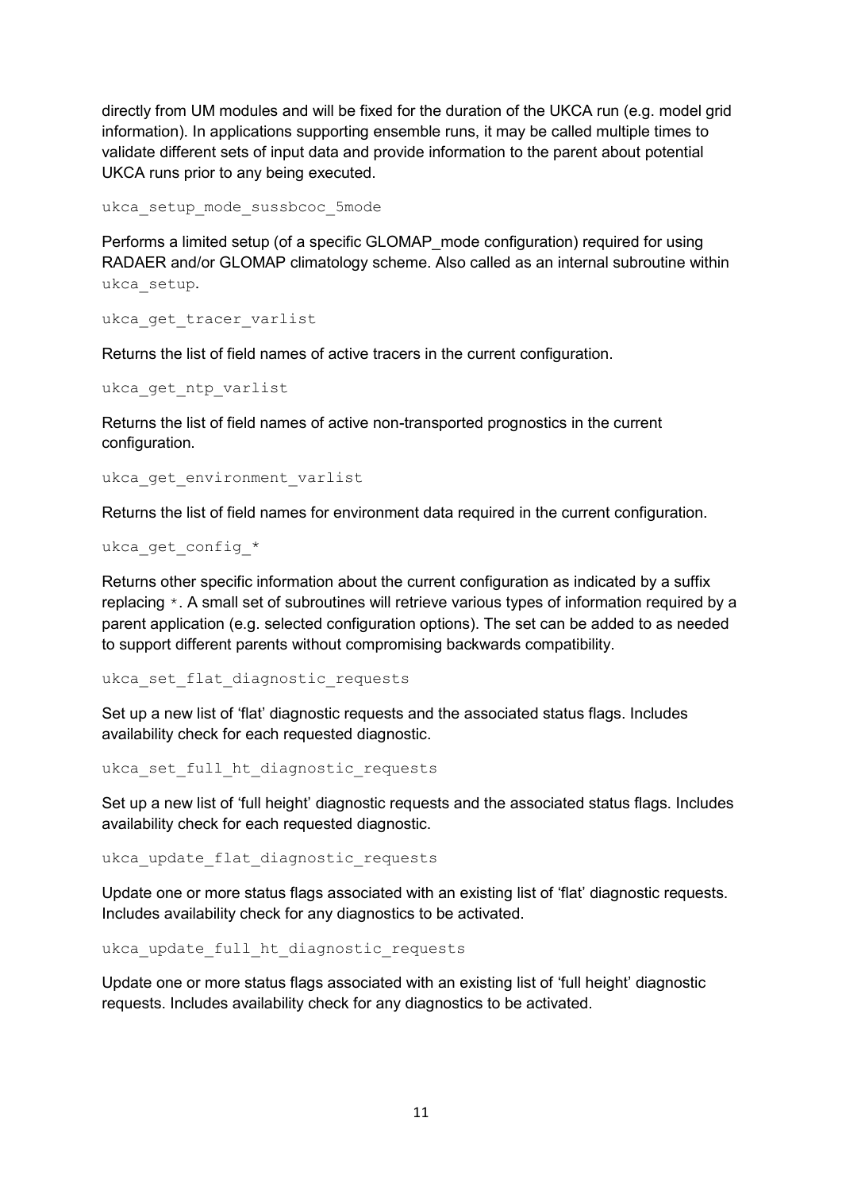directly from UM modules and will be fixed for the duration of the UKCA run (e.g. model grid information). In applications supporting ensemble runs, it may be called multiple times to validate different sets of input data and provide information to the parent about potential UKCA runs prior to any being executed.

`ukca_setup_mode_sussbcoc_5mode`

Performs a limited setup (of a specific GLOMAP_mode configuration) required for using RADAER and/or GLOMAP climatology scheme. Also called as an internal subroutine within `ukca_setup`.

`ukca_get_tracer_varlist`

Returns the list of field names of active tracers in the current configuration.

`ukca_get_ntp_varlist`

Returns the list of field names of active non-transported prognostics in the current configuration.

`ukca_get_environment_varlist`

Returns the list of field names for environment data required in the current configuration.

`ukca_get_config_*`

Returns other specific information about the current configuration as indicated by a suffix replacing `*`. A small set of subroutines will retrieve various types of information required by a parent application (e.g. selected configuration options). The set can be added to as needed to support different parents without compromising backwards compatibility.

`ukca_set_flat_diagnostic_requests`

Set up a new list of 'flat' diagnostic requests and the associated status flags. Includes availability check for each requested diagnostic.

`ukca_set_full_ht_diagnostic_requests`

Set up a new list of 'full height' diagnostic requests and the associated status flags. Includes availability check for each requested diagnostic.

`ukca_update_flat_diagnostic_requests`

Update one or more status flags associated with an existing list of 'flat' diagnostic requests. Includes availability check for any diagnostics to be activated.

`ukca_update_full_ht_diagnostic_requests`

Update one or more status flags associated with an existing list of 'full height' diagnostic requests. Includes availability check for any diagnostics to be activated.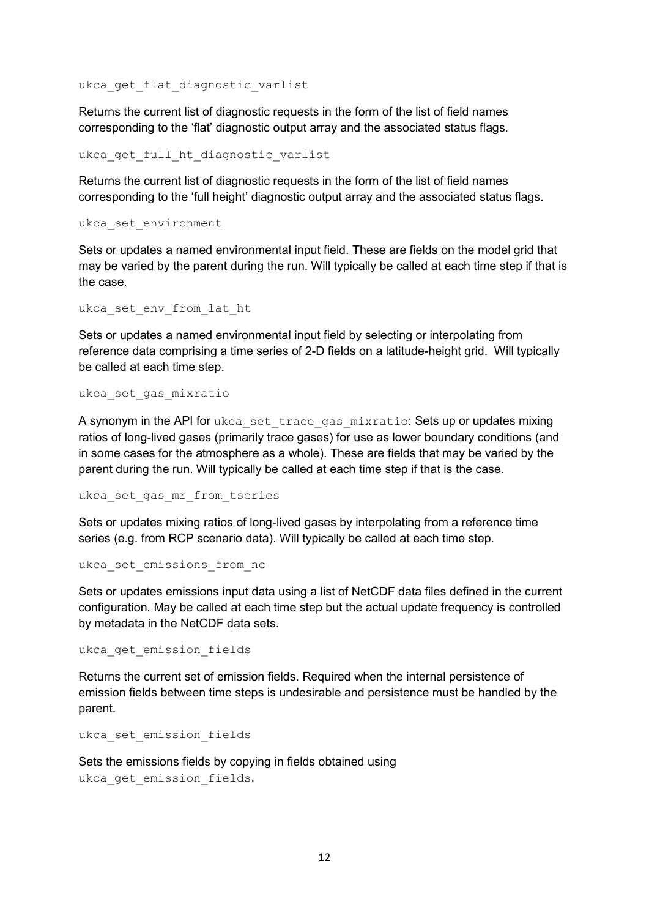`ukca_get_flat_diagnostic_varlist`

Returns the current list of diagnostic requests in the form of the list of field names corresponding to the 'flat' diagnostic output array and the associated status flags.

`ukca_get_full_ht_diagnostic_varlist`

Returns the current list of diagnostic requests in the form of the list of field names corresponding to the 'full height' diagnostic output array and the associated status flags.

`ukca_set_environment`

Sets or updates a named environmental input field. These are fields on the model grid that may be varied by the parent during the run. Will typically be called at each time step if that is the case.

`ukca_set_env_from_lat_ht`

Sets or updates a named environmental input field by selecting or interpolating from reference data comprising a time series of 2-D fields on a latitude-height grid. Will typically be called at each time step.

`ukca_set_gas_mixratio`

A synonym in the API for `ukca_set_trace_gas_mixratio`: Sets up or updates mixing ratios of long-lived gases (primarily trace gases) for use as lower boundary conditions (and in some cases for the atmosphere as a whole). These are fields that may be varied by the parent during the run. Will typically be called at each time step if that is the case.

`ukca_set_gas_mr_from_tseries`

Sets or updates mixing ratios of long-lived gases by interpolating from a reference time series (e.g. from RCP scenario data). Will typically be called at each time step.

`ukca_set_emissions_from_nc`

Sets or updates emissions input data using a list of NetCDF data files defined in the current configuration. May be called at each time step but the actual update frequency is controlled by metadata in the NetCDF data sets.

`ukca_get_emission_fields`

Returns the current set of emission fields. Required when the internal persistence of emission fields between time steps is undesirable and persistence must be handled by the parent.

`ukca_set_emission_fields`

Sets the emissions fields by copying in fields obtained using `ukca_get_emission_fields`.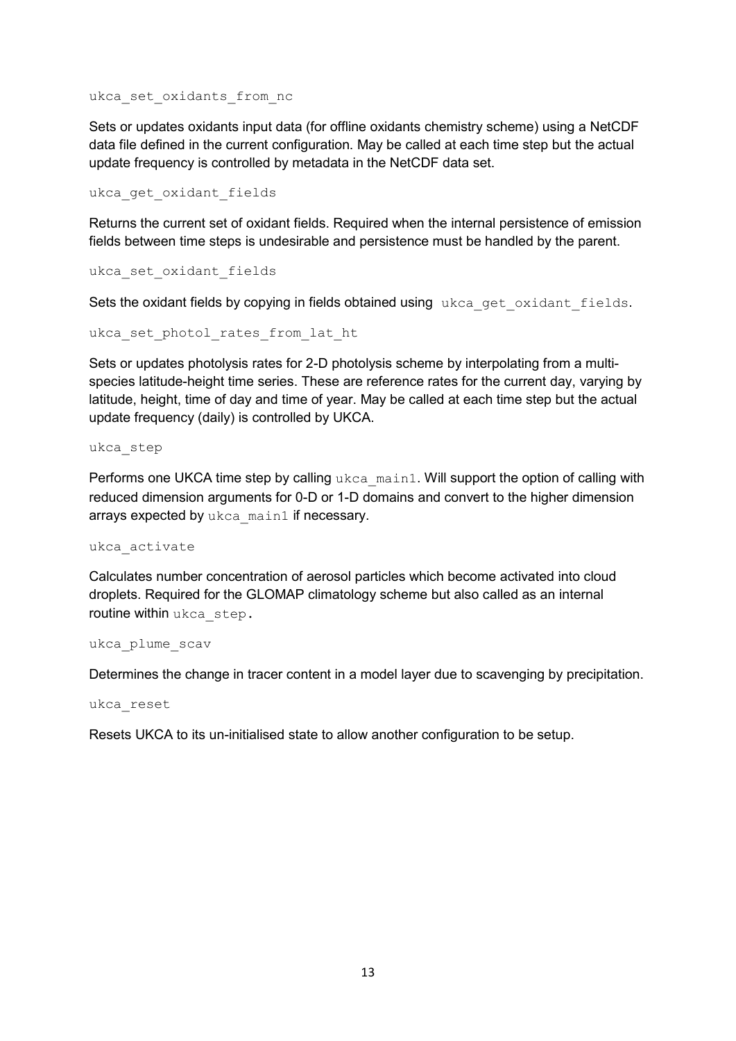`ukca_set_oxidants_from_nc`

Sets or updates oxidants input data (for offline oxidants chemistry scheme) using a NetCDF data file defined in the current configuration. May be called at each time step but the actual update frequency is controlled by metadata in the NetCDF data set.

`ukca_get_oxidant_fields`

Returns the current set of oxidant fields. Required when the internal persistence of emission fields between time steps is undesirable and persistence must be handled by the parent.

`ukca_set_oxidant_fields`

Sets the oxidant fields by copying in fields obtained using `ukca_get_oxidant_fields`.

`ukca_set_photol_rates_from_lat_ht`

Sets or updates photolysis rates for 2-D photolysis scheme by interpolating from a multi-species latitude-height time series. These are reference rates for the current day, varying by latitude, height, time of day and time of year. May be called at each time step but the actual update frequency (daily) is controlled by UKCA.

`ukca_step`

Performs one UKCA time step by calling `ukca_main1`. Will support the option of calling with reduced dimension arguments for 0-D or 1-D domains and convert to the higher dimension arrays expected by `ukca_main1` if necessary.

`ukca_activate`

Calculates number concentration of aerosol particles which become activated into cloud droplets. Required for the GLOMAP climatology scheme but also called as an internal routine within `ukca_step`.

`ukca_plume_scav`

Determines the change in tracer content in a model layer due to scavenging by precipitation.

`ukca_reset`

Resets UKCA to its un-initialised state to allow another configuration to be setup.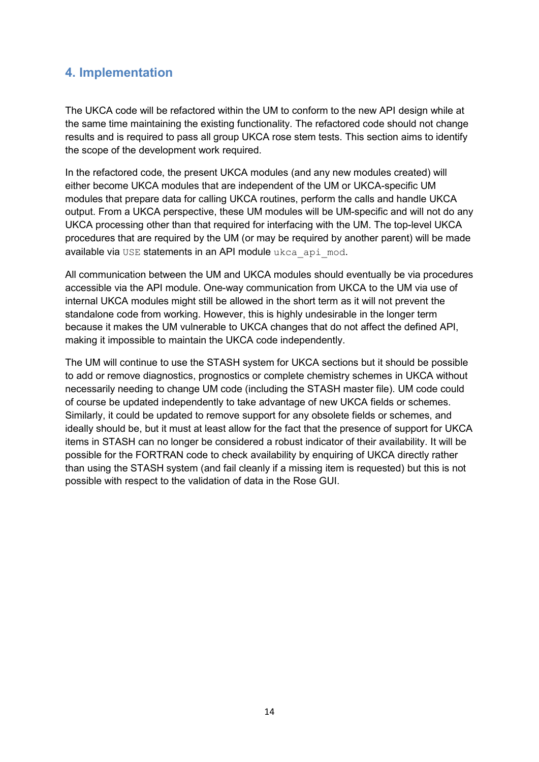## 4. Implementation

The UKCA code will be refactored within the UM to conform to the new API design while at the same time maintaining the existing functionality. The refactored code should not change results and is required to pass all group UKCA rose stem tests. This section aims to identify the scope of the development work required.

In the refactored code, the present UKCA modules (and any new modules created) will either become UKCA modules that are independent of the UM or UKCA-specific UM modules that prepare data for calling UKCA routines, perform the calls and handle UKCA output. From a UKCA perspective, these UM modules will be UM-specific and will not do any UKCA processing other than that required for interfacing with the UM. The top-level UKCA procedures that are required by the UM (or may be required by another parent) will be made available via `USE` statements in an API module `ukca_api_mod`.

All communication between the UM and UKCA modules should eventually be via procedures accessible via the API module. One-way communication from UKCA to the UM via use of internal UKCA modules might still be allowed in the short term as it will not prevent the standalone code from working. However, this is highly undesirable in the longer term because it makes the UM vulnerable to UKCA changes that do not affect the defined API, making it impossible to maintain the UKCA code independently.

The UM will continue to use the STASH system for UKCA sections but it should be possible to add or remove diagnostics, prognostics or complete chemistry schemes in UKCA without necessarily needing to change UM code (including the STASH master file). UM code could of course be updated independently to take advantage of new UKCA fields or schemes. Similarly, it could be updated to remove support for any obsolete fields or schemes, and ideally should be, but it must at least allow for the fact that the presence of support for UKCA items in STASH can no longer be considered a robust indicator of their availability. It will be possible for the FORTRAN code to check availability by enquiring of UKCA directly rather than using the STASH system (and fail cleanly if a missing item is requested) but this is not possible with respect to the validation of data in the Rose GUI.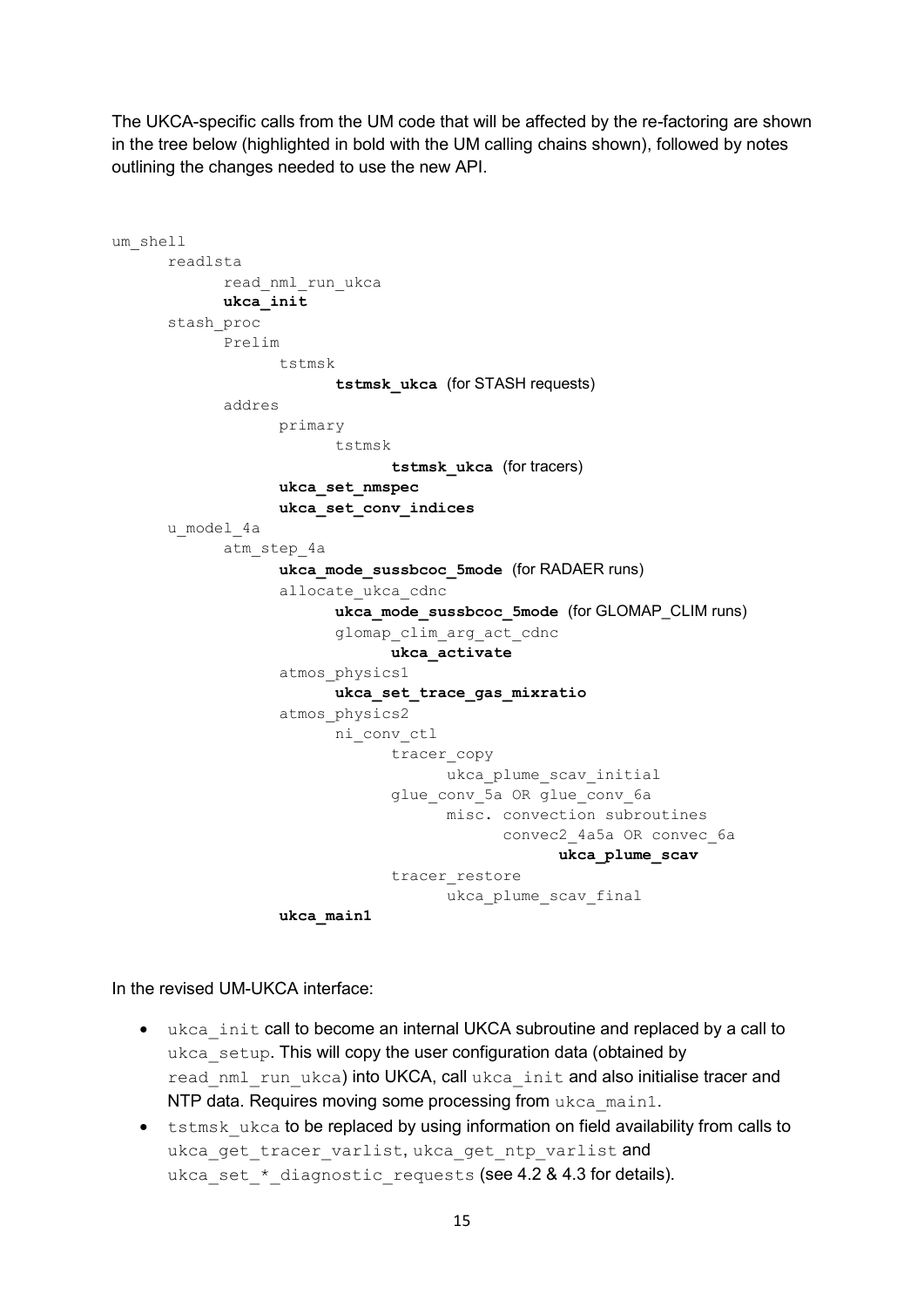The UKCA-specific calls from the UM code that will be affected by the re-factoring are shown in the tree below (highlighted in bold with the UM calling chains shown), followed by notes outlining the changes needed to use the new API.

```
um_shell
      readlsta
            read_nml_run_ukca
            ukca_init
      stash_proc
            Prelim
                  tstmsk
                        tstmsk_ukca  (for STASH requests)
            addres
                  primary
                        tstmsk
                              tstmsk_ukca  (for tracers)
                  ukca_set_nmspec
                  ukca_set_conv_indices
      u_model_4a
            atm_step_4a
                  ukca_mode_sussbcoc_5mode  (for RADAER runs)
                  allocate_ukca_cdnc
                        ukca_mode_sussbcoc_5mode  (for GLOMAP_CLIM runs)
                        glomap_clim_arg_act_cdnc
                              ukca_activate
                  atmos_physics1
                        ukca_set_trace_gas_mixratio
                  atmos_physics2
                        ni_conv_ctl
                              tracer_copy
                                    ukca_plume_scav_initial
                              glue_conv_5a OR glue_conv_6a
                                    misc. convection subroutines
                                          convec2_4a5a OR convec_6a
                                                ukca_plume_scav
                              tracer_restore
                                    ukca_plume_scav_final
                  ukca_main1
```

In the revised UM-UKCA interface:

- ukca_init call to become an internal UKCA subroutine and replaced by a call to ukca_setup. This will copy the user configuration data (obtained by read_nml_run_ukca) into UKCA, call ukca_init and also initialise tracer and NTP data. Requires moving some processing from ukca_main1.
- tstmsk_ukca to be replaced by using information on field availability from calls to ukca_get_tracer_varlist, ukca_get_ntp_varlist and ukca_set_*_diagnostic_requests (see 4.2 & 4.3 for details).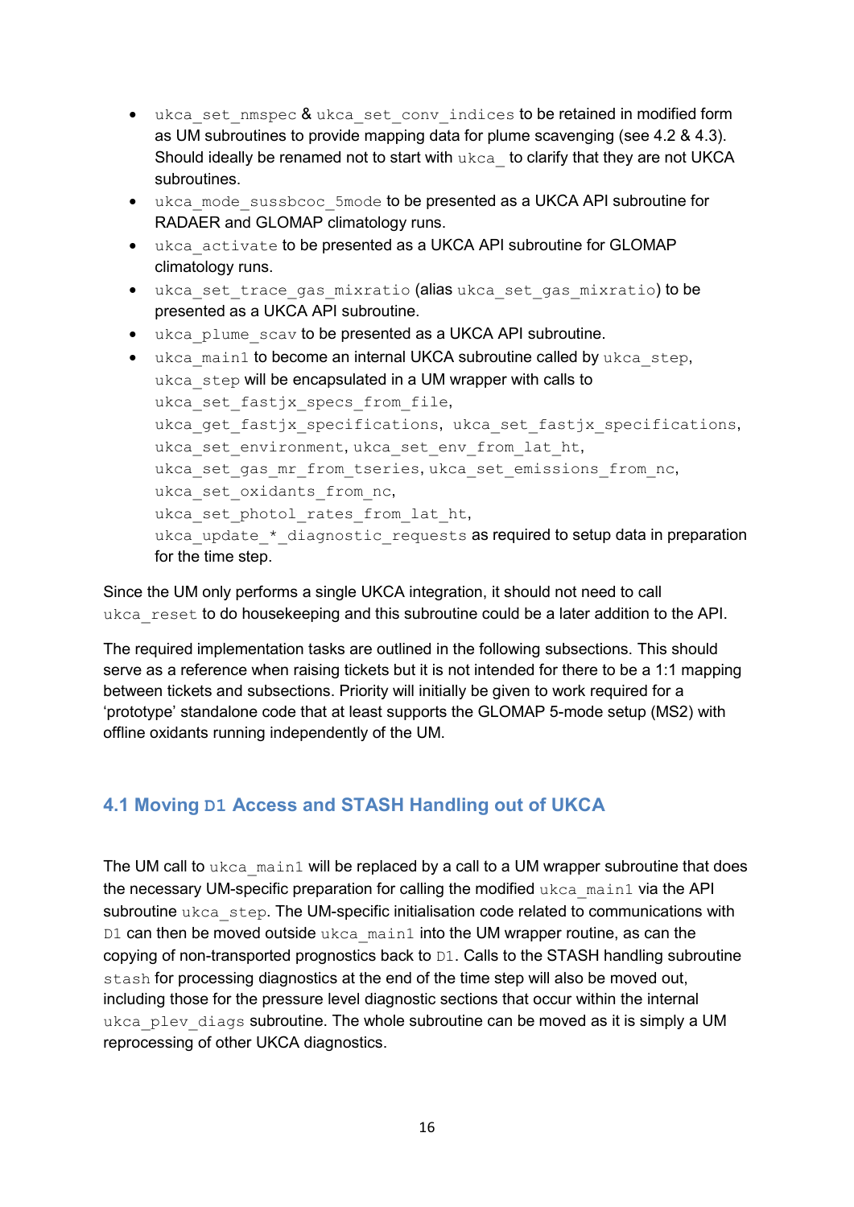- `ukca_set_nmspec` & `ukca_set_conv_indices` to be retained in modified form as UM subroutines to provide mapping data for plume scavenging (see 4.2 & 4.3). Should ideally be renamed not to start with `ukca_` to clarify that they are not UKCA subroutines.
- `ukca_mode_sussbcoc_5mode` to be presented as a UKCA API subroutine for RADAER and GLOMAP climatology runs.
- `ukca_activate` to be presented as a UKCA API subroutine for GLOMAP climatology runs.
- `ukca_set_trace_gas_mixratio` (alias `ukca_set_gas_mixratio`) to be presented as a UKCA API subroutine.
- `ukca_plume_scav` to be presented as a UKCA API subroutine.
- `ukca_main1` to become an internal UKCA subroutine called by `ukca_step`, `ukca_step` will be encapsulated in a UM wrapper with calls to `ukca_set_fastjx_specs_from_file`, `ukca_get_fastjx_specifications`, `ukca_set_fastjx_specifications`, `ukca_set_environment`, `ukca_set_env_from_lat_ht`, `ukca_set_gas_mr_from_tseries`, `ukca_set_emissions_from_nc`, `ukca_set_oxidants_from_nc`, `ukca_set_photol_rates_from_lat_ht`, `ukca_update_*_diagnostic_requests` as required to setup data in preparation for the time step.

Since the UM only performs a single UKCA integration, it should not need to call `ukca_reset` to do housekeeping and this subroutine could be a later addition to the API.

The required implementation tasks are outlined in the following subsections. This should serve as a reference when raising tickets but it is not intended for there to be a 1:1 mapping between tickets and subsections. Priority will initially be given to work required for a 'prototype' standalone code that at least supports the GLOMAP 5-mode setup (MS2) with offline oxidants running independently of the UM.

## 4.1 Moving `D1` Access and STASH Handling out of UKCA

The UM call to `ukca_main1` will be replaced by a call to a UM wrapper subroutine that does the necessary UM-specific preparation for calling the modified `ukca_main1` via the API subroutine `ukca_step`. The UM-specific initialisation code related to communications with `D1` can then be moved outside `ukca_main1` into the UM wrapper routine, as can the copying of non-transported prognostics back to `D1`. Calls to the STASH handling subroutine `stash` for processing diagnostics at the end of the time step will also be moved out, including those for the pressure level diagnostic sections that occur within the internal `ukca_plev_diags` subroutine. The whole subroutine can be moved as it is simply a UM reprocessing of other UKCA diagnostics.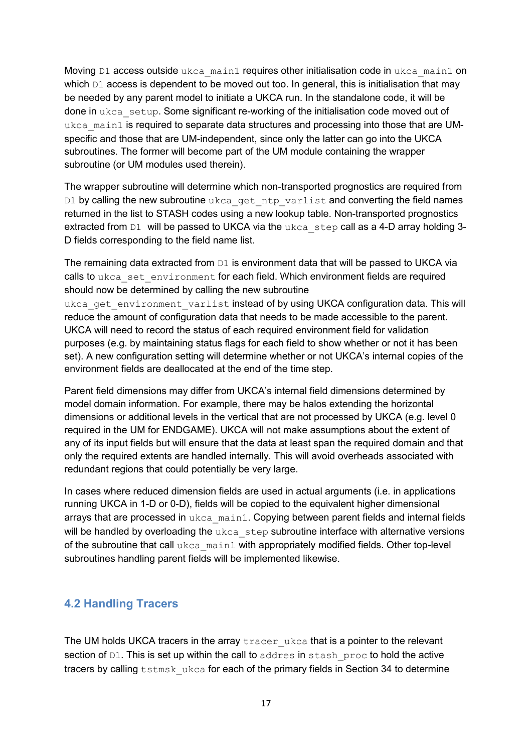Moving D1 access outside ukca_main1 requires other initialisation code in ukca_main1 on which D1 access is dependent to be moved out too. In general, this is initialisation that may be needed by any parent model to initiate a UKCA run. In the standalone code, it will be done in ukca_setup. Some significant re-working of the initialisation code moved out of ukca_main1 is required to separate data structures and processing into those that are UM-specific and those that are UM-independent, since only the latter can go into the UKCA subroutines. The former will become part of the UM module containing the wrapper subroutine (or UM modules used therein).

The wrapper subroutine will determine which non-transported prognostics are required from D1 by calling the new subroutine ukca_get_ntp_varlist and converting the field names returned in the list to STASH codes using a new lookup table. Non-transported prognostics extracted from D1 will be passed to UKCA via the ukca_step call as a 4-D array holding 3-D fields corresponding to the field name list.

The remaining data extracted from D1 is environment data that will be passed to UKCA via calls to ukca_set_environment for each field. Which environment fields are required should now be determined by calling the new subroutine ukca_get_environment_varlist instead of by using UKCA configuration data. This will reduce the amount of configuration data that needs to be made accessible to the parent. UKCA will need to record the status of each required environment field for validation purposes (e.g. by maintaining status flags for each field to show whether or not it has been set). A new configuration setting will determine whether or not UKCA's internal copies of the environment fields are deallocated at the end of the time step.

Parent field dimensions may differ from UKCA's internal field dimensions determined by model domain information. For example, there may be halos extending the horizontal dimensions or additional levels in the vertical that are not processed by UKCA (e.g. level 0 required in the UM for ENDGAME). UKCA will not make assumptions about the extent of any of its input fields but will ensure that the data at least span the required domain and that only the required extents are handled internally. This will avoid overheads associated with redundant regions that could potentially be very large.

In cases where reduced dimension fields are used in actual arguments (i.e. in applications running UKCA in 1-D or 0-D), fields will be copied to the equivalent higher dimensional arrays that are processed in ukca_main1. Copying between parent fields and internal fields will be handled by overloading the ukca_step subroutine interface with alternative versions of the subroutine that call ukca_main1 with appropriately modified fields. Other top-level subroutines handling parent fields will be implemented likewise.

## 4.2 Handling Tracers

The UM holds UKCA tracers in the array tracer_ukca that is a pointer to the relevant section of D1. This is set up within the call to addres in stash_proc to hold the active tracers by calling tstmsk_ukca for each of the primary fields in Section 34 to determine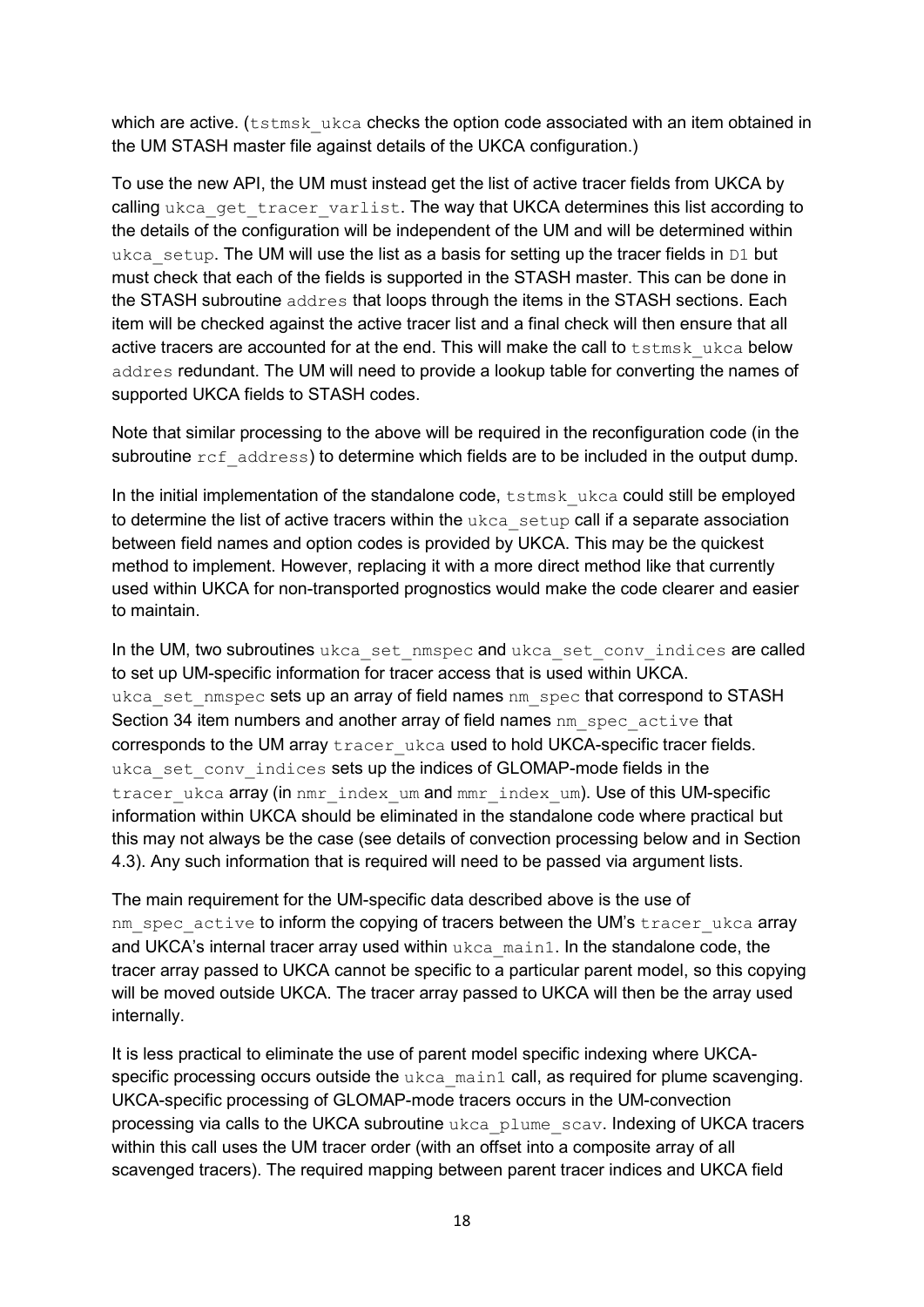which are active. (`tstmsk_ukca` checks the option code associated with an item obtained in the UM STASH master file against details of the UKCA configuration.)

To use the new API, the UM must instead get the list of active tracer fields from UKCA by calling `ukca_get_tracer_varlist`. The way that UKCA determines this list according to the details of the configuration will be independent of the UM and will be determined within `ukca_setup`. The UM will use the list as a basis for setting up the tracer fields in `D1` but must check that each of the fields is supported in the STASH master. This can be done in the STASH subroutine `addres` that loops through the items in the STASH sections. Each item will be checked against the active tracer list and a final check will then ensure that all active tracers are accounted for at the end. This will make the call to `tstmsk_ukca` below `addres` redundant. The UM will need to provide a lookup table for converting the names of supported UKCA fields to STASH codes.

Note that similar processing to the above will be required in the reconfiguration code (in the subroutine `rcf_address`) to determine which fields are to be included in the output dump.

In the initial implementation of the standalone code, `tstmsk_ukca` could still be employed to determine the list of active tracers within the `ukca_setup` call if a separate association between field names and option codes is provided by UKCA. This may be the quickest method to implement. However, replacing it with a more direct method like that currently used within UKCA for non-transported prognostics would make the code clearer and easier to maintain.

In the UM, two subroutines `ukca_set_nmspec` and `ukca_set_conv_indices` are called to set up UM-specific information for tracer access that is used within UKCA. `ukca_set_nmspec` sets up an array of field names `nm_spec` that correspond to STASH Section 34 item numbers and another array of field names `nm_spec_active` that corresponds to the UM array `tracer_ukca` used to hold UKCA-specific tracer fields. `ukca_set_conv_indices` sets up the indices of GLOMAP-mode fields in the `tracer_ukca` array (in `nmr_index_um` and `mmr_index_um`). Use of this UM-specific information within UKCA should be eliminated in the standalone code where practical but this may not always be the case (see details of convection processing below and in Section 4.3). Any such information that is required will need to be passed via argument lists.

The main requirement for the UM-specific data described above is the use of `nm_spec_active` to inform the copying of tracers between the UM's `tracer_ukca` array and UKCA's internal tracer array used within `ukca_main1`. In the standalone code, the tracer array passed to UKCA cannot be specific to a particular parent model, so this copying will be moved outside UKCA. The tracer array passed to UKCA will then be the array used internally.

It is less practical to eliminate the use of parent model specific indexing where UKCA-specific processing occurs outside the `ukca_main1` call, as required for plume scavenging. UKCA-specific processing of GLOMAP-mode tracers occurs in the UM-convection processing via calls to the UKCA subroutine `ukca_plume_scav`. Indexing of UKCA tracers within this call uses the UM tracer order (with an offset into a composite array of all scavenged tracers). The required mapping between parent tracer indices and UKCA field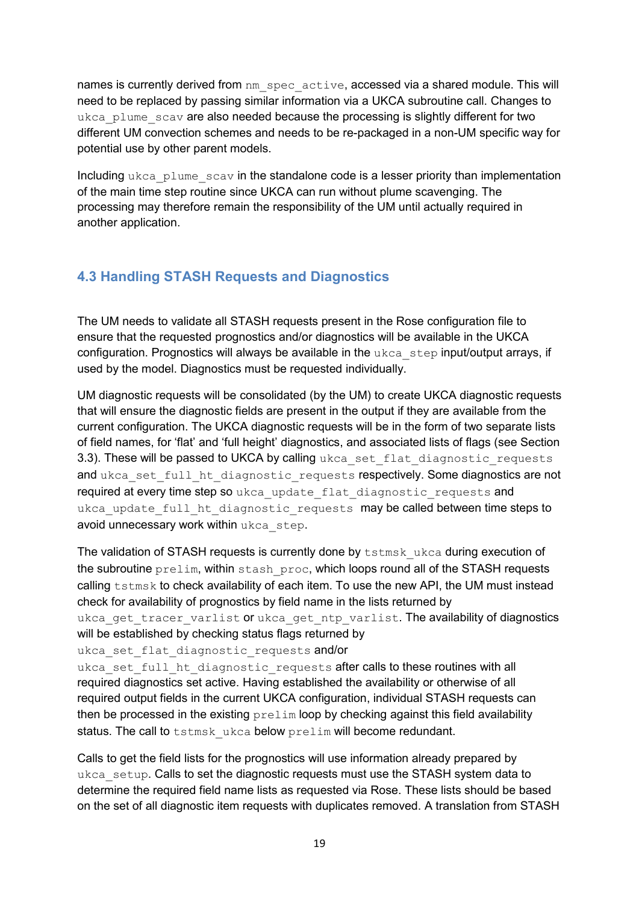names is currently derived from `nm_spec_active`, accessed via a shared module. This will need to be replaced by passing similar information via a UKCA subroutine call. Changes to `ukca_plume_scav` are also needed because the processing is slightly different for two different UM convection schemes and needs to be re-packaged in a non-UM specific way for potential use by other parent models.

Including `ukca_plume_scav` in the standalone code is a lesser priority than implementation of the main time step routine since UKCA can run without plume scavenging. The processing may therefore remain the responsibility of the UM until actually required in another application.

## 4.3 Handling STASH Requests and Diagnostics

The UM needs to validate all STASH requests present in the Rose configuration file to ensure that the requested prognostics and/or diagnostics will be available in the UKCA configuration. Prognostics will always be available in the `ukca_step` input/output arrays, if used by the model. Diagnostics must be requested individually.

UM diagnostic requests will be consolidated (by the UM) to create UKCA diagnostic requests that will ensure the diagnostic fields are present in the output if they are available from the current configuration. The UKCA diagnostic requests will be in the form of two separate lists of field names, for 'flat' and 'full height' diagnostics, and associated lists of flags (see Section 3.3). These will be passed to UKCA by calling `ukca_set_flat_diagnostic_requests` and `ukca_set_full_ht_diagnostic_requests` respectively. Some diagnostics are not required at every time step so `ukca_update_flat_diagnostic_requests` and `ukca_update_full_ht_diagnostic_requests` may be called between time steps to avoid unnecessary work within `ukca_step`.

The validation of STASH requests is currently done by `tstmsk_ukca` during execution of the subroutine `prelim`, within `stash_proc`, which loops round all of the STASH requests calling `tstmsk` to check availability of each item. To use the new API, the UM must instead check for availability of prognostics by field name in the lists returned by `ukca_get_tracer_varlist` or `ukca_get_ntp_varlist`. The availability of diagnostics will be established by checking status flags returned by `ukca_set_flat_diagnostic_requests` and/or `ukca_set_full_ht_diagnostic_requests` after calls to these routines with all required diagnostics set active. Having established the availability or otherwise of all required output fields in the current UKCA configuration, individual STASH requests can then be processed in the existing `prelim` loop by checking against this field availability status. The call to `tstmsk_ukca` below `prelim` will become redundant.

Calls to get the field lists for the prognostics will use information already prepared by `ukca_setup`. Calls to set the diagnostic requests must use the STASH system data to determine the required field name lists as requested via Rose. These lists should be based on the set of all diagnostic item requests with duplicates removed. A translation from STASH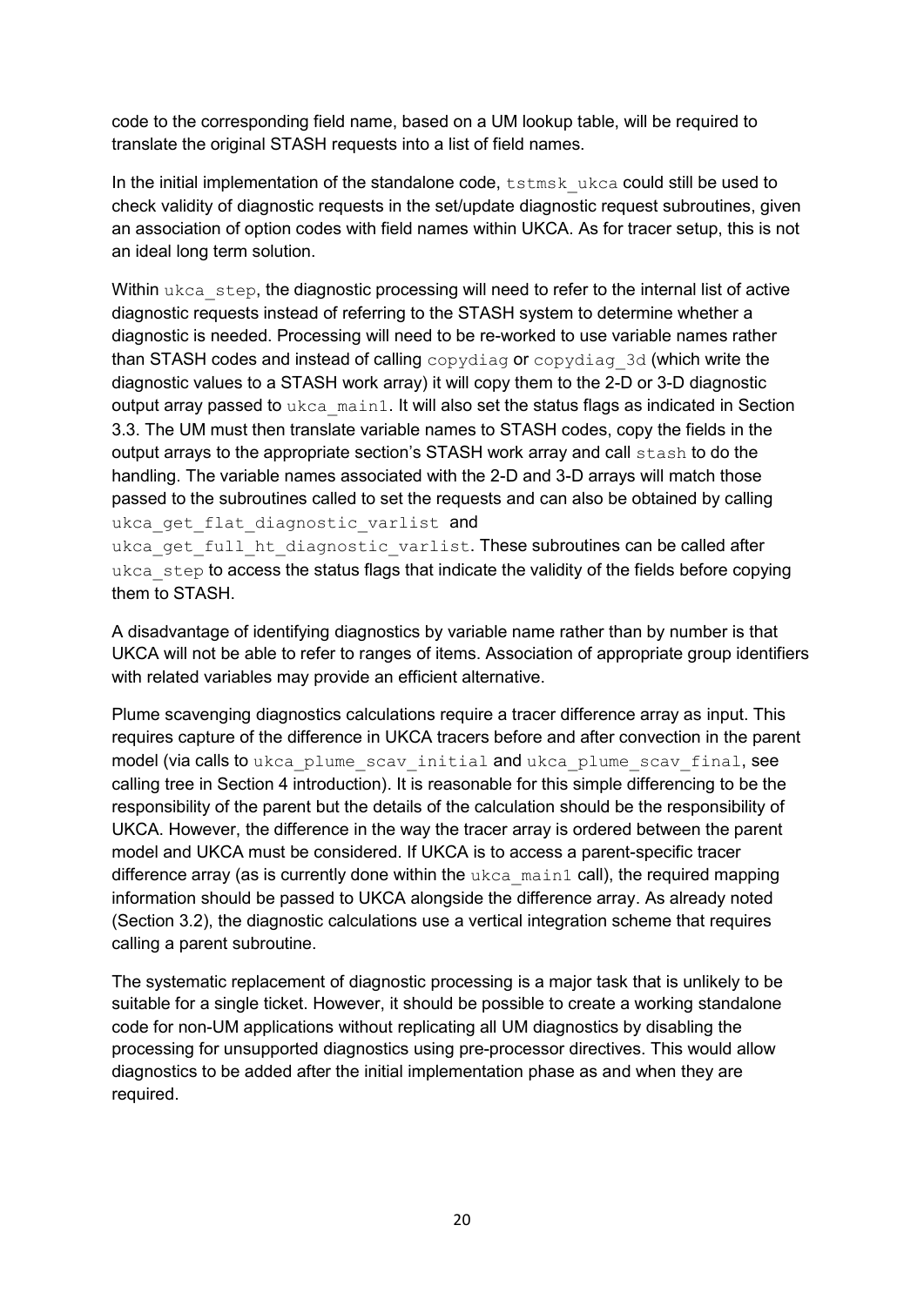code to the corresponding field name, based on a UM lookup table, will be required to translate the original STASH requests into a list of field names.

In the initial implementation of the standalone code, `tstmsk_ukca` could still be used to check validity of diagnostic requests in the set/update diagnostic request subroutines, given an association of option codes with field names within UKCA. As for tracer setup, this is not an ideal long term solution.

Within `ukca_step`, the diagnostic processing will need to refer to the internal list of active diagnostic requests instead of referring to the STASH system to determine whether a diagnostic is needed. Processing will need to be re-worked to use variable names rather than STASH codes and instead of calling `copydiag` or `copydiag_3d` (which write the diagnostic values to a STASH work array) it will copy them to the 2-D or 3-D diagnostic output array passed to `ukca_main1`. It will also set the status flags as indicated in Section 3.3. The UM must then translate variable names to STASH codes, copy the fields in the output arrays to the appropriate section's STASH work array and call `stash` to do the handling. The variable names associated with the 2-D and 3-D arrays will match those passed to the subroutines called to set the requests and can also be obtained by calling `ukca_get_flat_diagnostic_varlist` and `ukca_get_full_ht_diagnostic_varlist`. These subroutines can be called after `ukca_step` to access the status flags that indicate the validity of the fields before copying them to STASH.

A disadvantage of identifying diagnostics by variable name rather than by number is that UKCA will not be able to refer to ranges of items. Association of appropriate group identifiers with related variables may provide an efficient alternative.

Plume scavenging diagnostics calculations require a tracer difference array as input. This requires capture of the difference in UKCA tracers before and after convection in the parent model (via calls to `ukca_plume_scav_initial` and `ukca_plume_scav_final`, see calling tree in Section 4 introduction). It is reasonable for this simple differencing to be the responsibility of the parent but the details of the calculation should be the responsibility of UKCA. However, the difference in the way the tracer array is ordered between the parent model and UKCA must be considered. If UKCA is to access a parent-specific tracer difference array (as is currently done within the `ukca_main1` call), the required mapping information should be passed to UKCA alongside the difference array. As already noted (Section 3.2), the diagnostic calculations use a vertical integration scheme that requires calling a parent subroutine.

The systematic replacement of diagnostic processing is a major task that is unlikely to be suitable for a single ticket. However, it should be possible to create a working standalone code for non-UM applications without replicating all UM diagnostics by disabling the processing for unsupported diagnostics using pre-processor directives. This would allow diagnostics to be added after the initial implementation phase as and when they are required.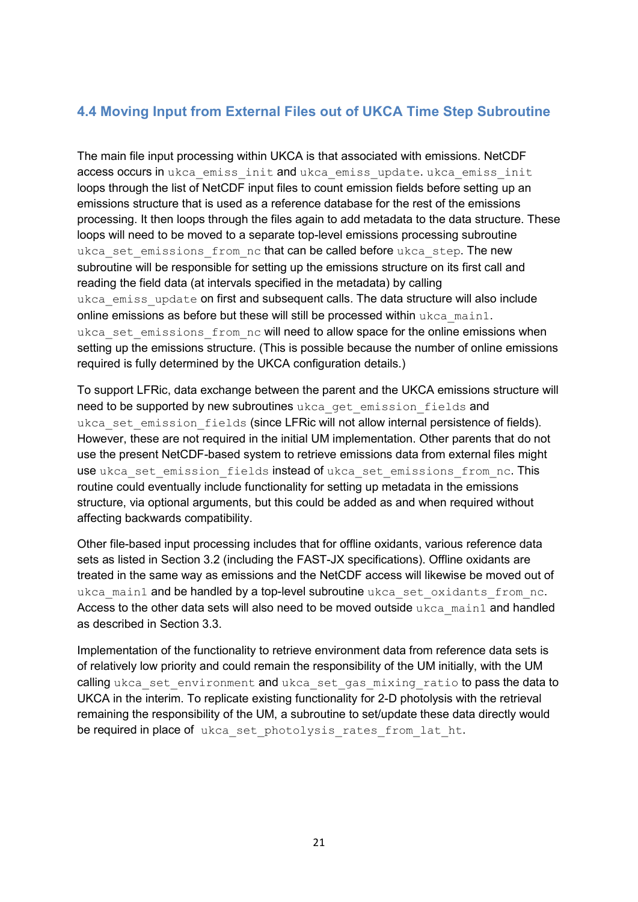## 4.4 Moving Input from External Files out of UKCA Time Step Subroutine

The main file input processing within UKCA is that associated with emissions. NetCDF access occurs in `ukca_emiss_init` and `ukca_emiss_update`. `ukca_emiss_init` loops through the list of NetCDF input files to count emission fields before setting up an emissions structure that is used as a reference database for the rest of the emissions processing. It then loops through the files again to add metadata to the data structure. These loops will need to be moved to a separate top-level emissions processing subroutine `ukca_set_emissions_from_nc` that can be called before `ukca_step`. The new subroutine will be responsible for setting up the emissions structure on its first call and reading the field data (at intervals specified in the metadata) by calling `ukca_emiss_update` on first and subsequent calls. The data structure will also include online emissions as before but these will still be processed within `ukca_main1`. `ukca_set_emissions_from_nc` will need to allow space for the online emissions when setting up the emissions structure. (This is possible because the number of online emissions required is fully determined by the UKCA configuration details.)

To support LFRic, data exchange between the parent and the UKCA emissions structure will need to be supported by new subroutines `ukca_get_emission_fields` and `ukca_set_emission_fields` (since LFRic will not allow internal persistence of fields). However, these are not required in the initial UM implementation. Other parents that do not use the present NetCDF-based system to retrieve emissions data from external files might use `ukca_set_emission_fields` instead of `ukca_set_emissions_from_nc`. This routine could eventually include functionality for setting up metadata in the emissions structure, via optional arguments, but this could be added as and when required without affecting backwards compatibility.

Other file-based input processing includes that for offline oxidants, various reference data sets as listed in Section 3.2 (including the FAST-JX specifications). Offline oxidants are treated in the same way as emissions and the NetCDF access will likewise be moved out of `ukca_main1` and be handled by a top-level subroutine `ukca_set_oxidants_from_nc`. Access to the other data sets will also need to be moved outside `ukca_main1` and handled as described in Section 3.3.

Implementation of the functionality to retrieve environment data from reference data sets is of relatively low priority and could remain the responsibility of the UM initially, with the UM calling `ukca_set_environment` and `ukca_set_gas_mixing_ratio` to pass the data to UKCA in the interim. To replicate existing functionality for 2-D photolysis with the retrieval remaining the responsibility of the UM, a subroutine to set/update these data directly would be required in place of `ukca_set_photolysis_rates_from_lat_ht`.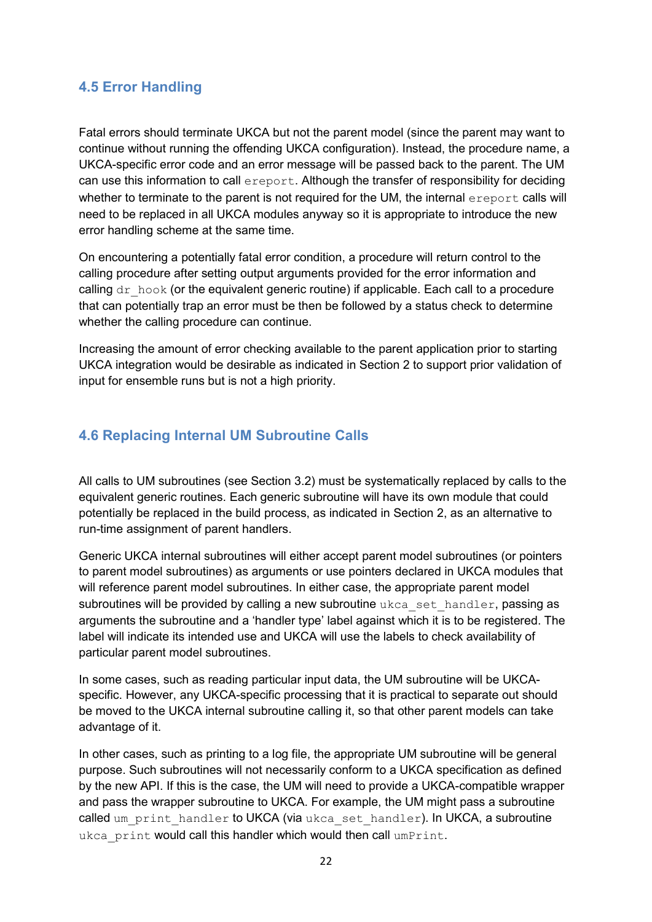## 4.5 Error Handling

Fatal errors should terminate UKCA but not the parent model (since the parent may want to continue without running the offending UKCA configuration). Instead, the procedure name, a UKCA-specific error code and an error message will be passed back to the parent. The UM can use this information to call `ereport`. Although the transfer of responsibility for deciding whether to terminate to the parent is not required for the UM, the internal `ereport` calls will need to be replaced in all UKCA modules anyway so it is appropriate to introduce the new error handling scheme at the same time.

On encountering a potentially fatal error condition, a procedure will return control to the calling procedure after setting output arguments provided for the error information and calling `dr_hook` (or the equivalent generic routine) if applicable. Each call to a procedure that can potentially trap an error must be then be followed by a status check to determine whether the calling procedure can continue.

Increasing the amount of error checking available to the parent application prior to starting UKCA integration would be desirable as indicated in Section 2 to support prior validation of input for ensemble runs but is not a high priority.

## 4.6 Replacing Internal UM Subroutine Calls

All calls to UM subroutines (see Section 3.2) must be systematically replaced by calls to the equivalent generic routines. Each generic subroutine will have its own module that could potentially be replaced in the build process, as indicated in Section 2, as an alternative to run-time assignment of parent handlers.

Generic UKCA internal subroutines will either accept parent model subroutines (or pointers to parent model subroutines) as arguments or use pointers declared in UKCA modules that will reference parent model subroutines. In either case, the appropriate parent model subroutines will be provided by calling a new subroutine `ukca_set_handler`, passing as arguments the subroutine and a 'handler type' label against which it is to be registered. The label will indicate its intended use and UKCA will use the labels to check availability of particular parent model subroutines.

In some cases, such as reading particular input data, the UM subroutine will be UKCA-specific. However, any UKCA-specific processing that it is practical to separate out should be moved to the UKCA internal subroutine calling it, so that other parent models can take advantage of it.

In other cases, such as printing to a log file, the appropriate UM subroutine will be general purpose. Such subroutines will not necessarily conform to a UKCA specification as defined by the new API. If this is the case, the UM will need to provide a UKCA-compatible wrapper and pass the wrapper subroutine to UKCA. For example, the UM might pass a subroutine called `um_print_handler` to UKCA (via `ukca_set_handler`). In UKCA, a subroutine `ukca_print` would call this handler which would then call `umPrint`.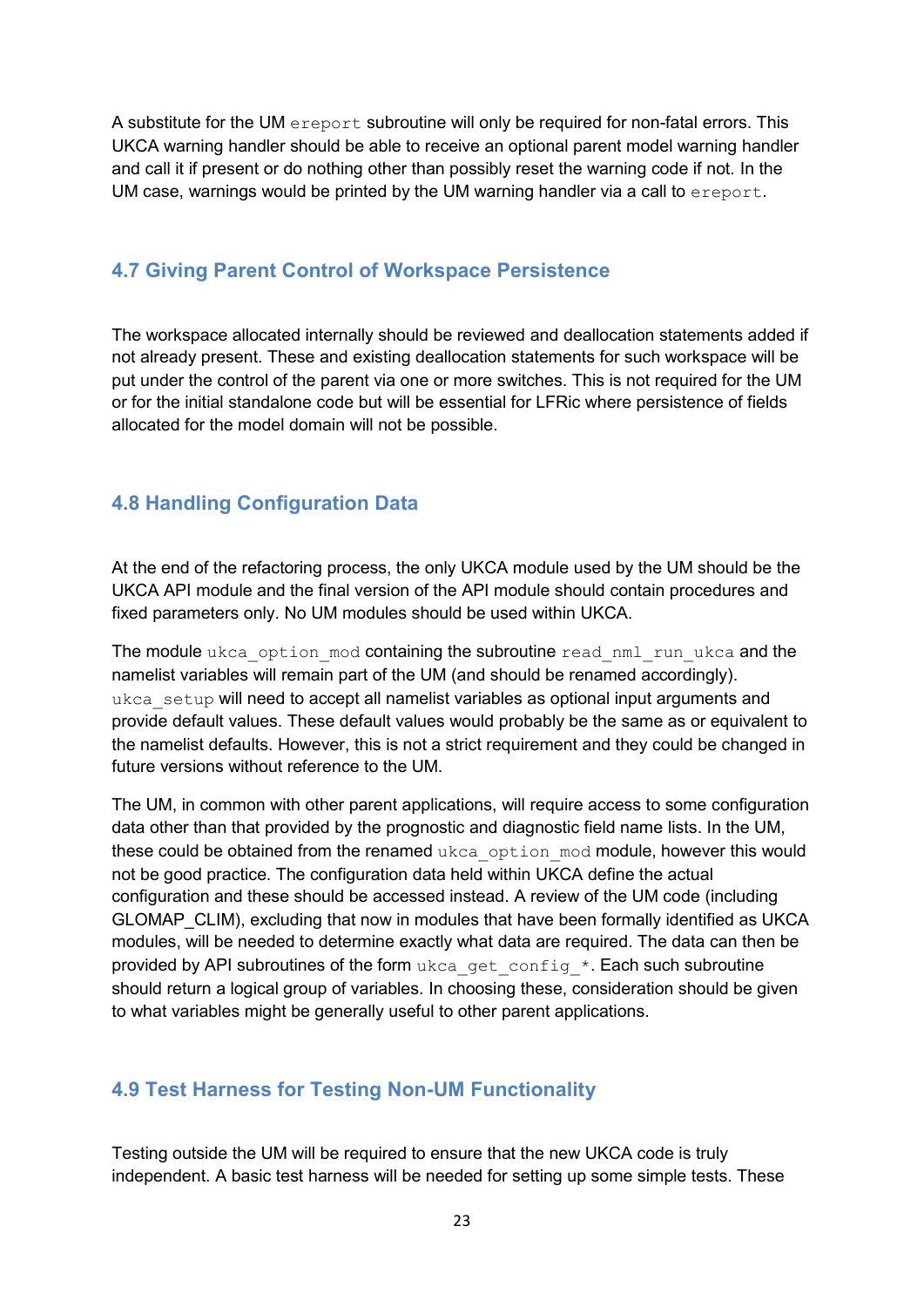A substitute for the UM `ereport` subroutine will only be required for non-fatal errors. This UKCA warning handler should be able to receive an optional parent model warning handler and call it if present or do nothing other than possibly reset the warning code if not. In the UM case, warnings would be printed by the UM warning handler via a call to `ereport`.

### 4.7 Giving Parent Control of Workspace Persistence

The workspace allocated internally should be reviewed and deallocation statements added if not already present. These and existing deallocation statements for such workspace will be put under the control of the parent via one or more switches. This is not required for the UM or for the initial standalone code but will be essential for LFRic where persistence of fields allocated for the model domain will not be possible.

### 4.8 Handling Configuration Data

At the end of the refactoring process, the only UKCA module used by the UM should be the UKCA API module and the final version of the API module should contain procedures and fixed parameters only. No UM modules should be used within UKCA.

The module `ukca_option_mod` containing the subroutine `read_nml_run_ukca` and the namelist variables will remain part of the UM (and should be renamed accordingly). `ukca_setup` will need to accept all namelist variables as optional input arguments and provide default values. These default values would probably be the same as or equivalent to the namelist defaults. However, this is not a strict requirement and they could be changed in future versions without reference to the UM.

The UM, in common with other parent applications, will require access to some configuration data other than that provided by the prognostic and diagnostic field name lists. In the UM, these could be obtained from the renamed `ukca_option_mod` module, however this would not be good practice. The configuration data held within UKCA define the actual configuration and these should be accessed instead. A review of the UM code (including GLOMAP_CLIM), excluding that now in modules that have been formally identified as UKCA modules, will be needed to determine exactly what data are required. The data can then be provided by API subroutines of the form `ukca_get_config_*`. Each such subroutine should return a logical group of variables. In choosing these, consideration should be given to what variables might be generally useful to other parent applications.

### 4.9 Test Harness for Testing Non-UM Functionality

Testing outside the UM will be required to ensure that the new UKCA code is truly independent. A basic test harness will be needed for setting up some simple tests. These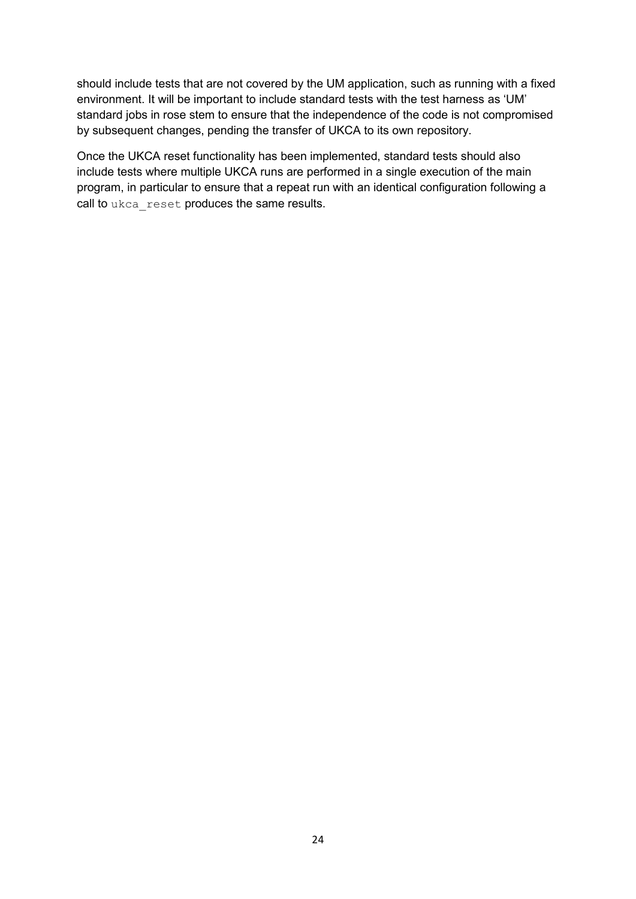should include tests that are not covered by the UM application, such as running with a fixed environment. It will be important to include standard tests with the test harness as 'UM' standard jobs in rose stem to ensure that the independence of the code is not compromised by subsequent changes, pending the transfer of UKCA to its own repository.

Once the UKCA reset functionality has been implemented, standard tests should also include tests where multiple UKCA runs are performed in a single execution of the main program, in particular to ensure that a repeat run with an identical configuration following a call to `ukca_reset` produces the same results.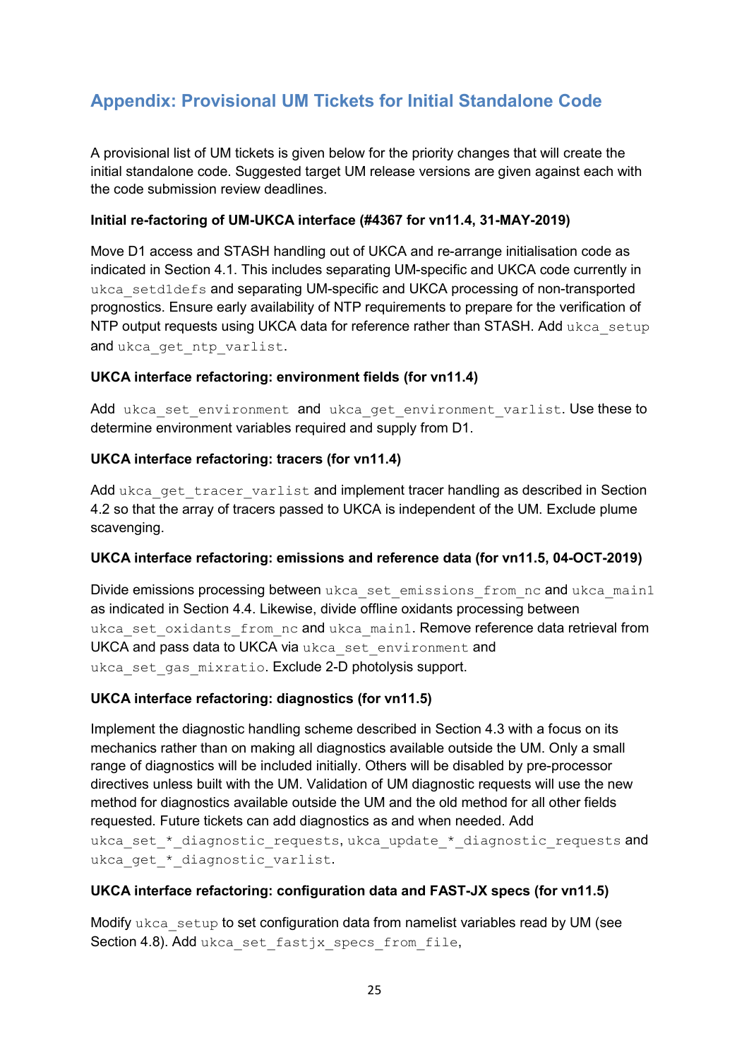## Appendix: Provisional UM Tickets for Initial Standalone Code

A provisional list of UM tickets is given below for the priority changes that will create the initial standalone code. Suggested target UM release versions are given against each with the code submission review deadlines.

**Initial re-factoring of UM-UKCA interface (#4367 for vn11.4, 31-MAY-2019)**

Move D1 access and STASH handling out of UKCA and re-arrange initialisation code as indicated in Section 4.1. This includes separating UM-specific and UKCA code currently in `ukca_setd1defs` and separating UM-specific and UKCA processing of non-transported prognostics. Ensure early availability of NTP requirements to prepare for the verification of NTP output requests using UKCA data for reference rather than STASH. Add `ukca_setup` and `ukca_get_ntp_varlist`.

**UKCA interface refactoring: environment fields (for vn11.4)**

Add `ukca_set_environment` and `ukca_get_environment_varlist`. Use these to determine environment variables required and supply from D1.

**UKCA interface refactoring: tracers (for vn11.4)**

Add `ukca_get_tracer_varlist` and implement tracer handling as described in Section 4.2 so that the array of tracers passed to UKCA is independent of the UM. Exclude plume scavenging.

**UKCA interface refactoring: emissions and reference data (for vn11.5, 04-OCT-2019)**

Divide emissions processing between `ukca_set_emissions_from_nc` and `ukca_main1` as indicated in Section 4.4. Likewise, divide offline oxidants processing between `ukca_set_oxidants_from_nc` and `ukca_main1`. Remove reference data retrieval from UKCA and pass data to UKCA via `ukca_set_environment` and `ukca_set_gas_mixratio`. Exclude 2-D photolysis support.

**UKCA interface refactoring: diagnostics (for vn11.5)**

Implement the diagnostic handling scheme described in Section 4.3 with a focus on its mechanics rather than on making all diagnostics available outside the UM. Only a small range of diagnostics will be included initially. Others will be disabled by pre-processor directives unless built with the UM. Validation of UM diagnostic requests will use the new method for diagnostics available outside the UM and the old method for all other fields requested. Future tickets can add diagnostics as and when needed. Add `ukca_set_*_diagnostic_requests`, `ukca_update_*_diagnostic_requests` and `ukca_get_*_diagnostic_varlist`.

**UKCA interface refactoring: configuration data and FAST-JX specs (for vn11.5)**

Modify `ukca_setup` to set configuration data from namelist variables read by UM (see Section 4.8). Add `ukca_set_fastjx_specs_from_file`,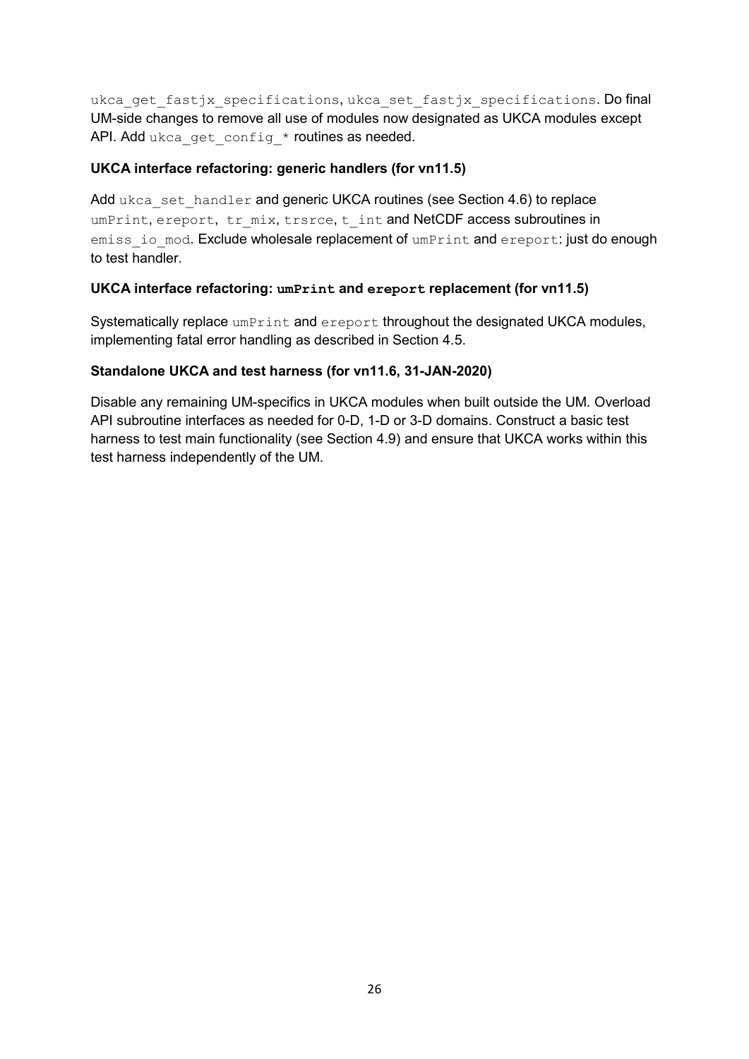`ukca_get_fastjx_specifications`, `ukca_set_fastjx_specifications`. Do final UM-side changes to remove all use of modules now designated as UKCA modules except API. Add `ukca_get_config_*` routines as needed.

**UKCA interface refactoring: generic handlers (for vn11.5)**

Add `ukca_set_handler` and generic UKCA routines (see Section 4.6) to replace `umPrint`, `ereport`, `tr_mix`, `trsrce`, `t_int` and NetCDF access subroutines in `emiss_io_mod`. Exclude wholesale replacement of `umPrint` and `ereport`: just do enough to test handler.

**UKCA interface refactoring: `umPrint` and `ereport` replacement (for vn11.5)**

Systematically replace `umPrint` and `ereport` throughout the designated UKCA modules, implementing fatal error handling as described in Section 4.5.

**Standalone UKCA and test harness (for vn11.6, 31-JAN-2020)**

Disable any remaining UM-specifics in UKCA modules when built outside the UM. Overload API subroutine interfaces as needed for 0-D, 1-D or 3-D domains. Construct a basic test harness to test main functionality (see Section 4.9) and ensure that UKCA works within this test harness independently of the UM.